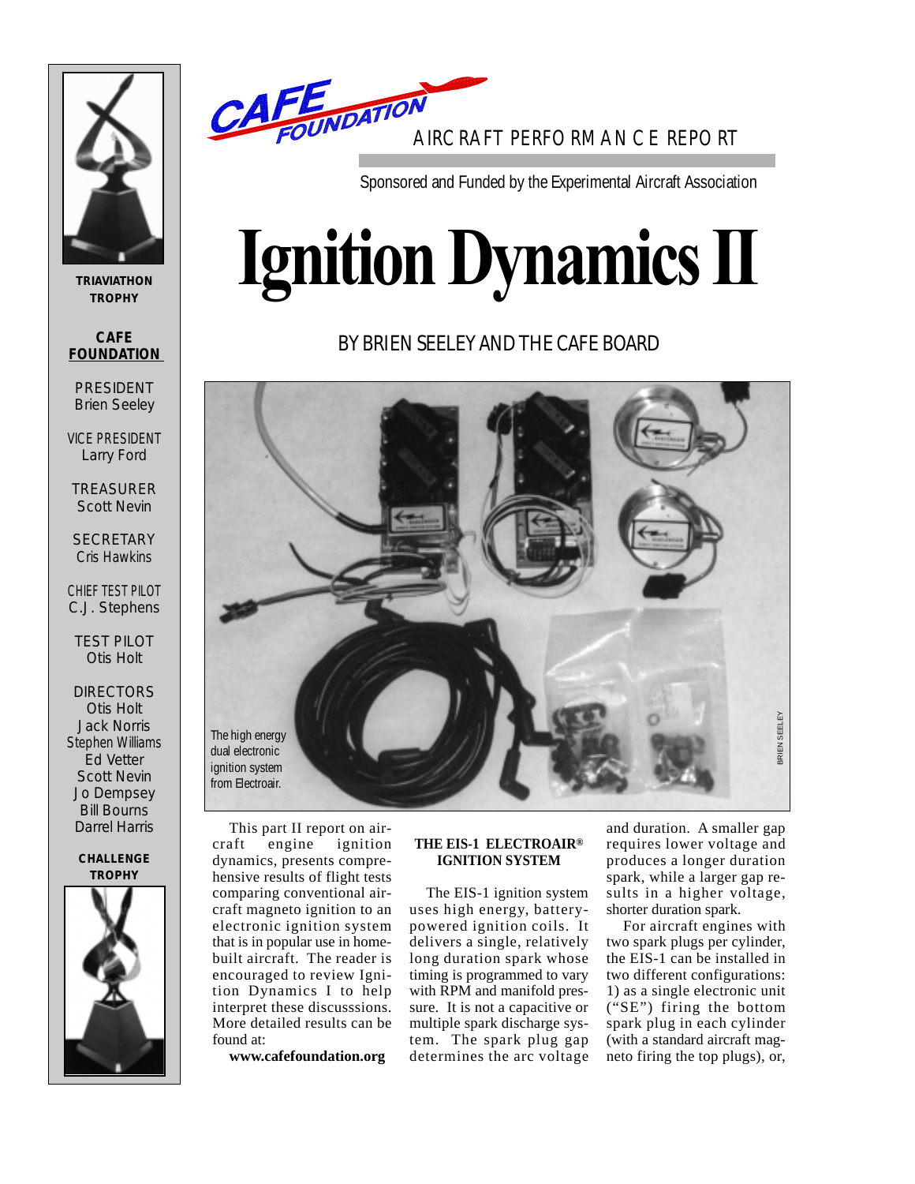CAFE FOUNDATION

AIRCRAFT PERFORMANCE REPORT

Sponsored and Funded by the Experimental Aircraft Association

# Ignition Dynamics II

BY BRIEN SEELEY AND THE CAFE BOARD

The high energy dual electronic ignition system from Electroair.

BRIEN SEELEY

**TRIAVIATHON TROPHY**

**CAFE FOUNDATION**

PRESIDENT
Brien Seeley

VICE PRESIDENT
Larry Ford

TREASURER
Scott Nevin

SECRETARY
Cris Hawkins

CHIEF TEST PILOT
C.J. Stephens

TEST PILOT
Otis Holt

DIRECTORS
Otis Holt
Jack Norris
Stephen Williams
Ed Vetter
Scott Nevin
Jo Dempsey
Bill Bourns
Darrel Harris

**CHALLENGE TROPHY**

This part II report on aircraft engine ignition dynamics, presents comprehensive results of flight tests comparing conventional aircraft magneto ignition to an electronic ignition system that is in popular use in homebuilt aircraft. The reader is encouraged to review Ignition Dynamics I to help interpret these discusssions. More detailed results can be found at:

**www.cafefoundation.org**

**THE EIS-1 ELECTROAIR® IGNITION SYSTEM**

The EIS-1 ignition system uses high energy, battery-powered ignition coils. It delivers a single, relatively long duration spark whose timing is programmed to vary with RPM and manifold pressure. It is not a capacitive or multiple spark discharge system. The spark plug gap determines the arc voltage and duration. A smaller gap requires lower voltage and produces a longer duration spark, while a larger gap results in a higher voltage, shorter duration spark.

For aircraft engines with two spark plugs per cylinder, the EIS-1 can be installed in two different configurations: 1) as a single electronic unit ("SE") firing the bottom spark plug in each cylinder (with a standard aircraft magneto firing the top plugs), or,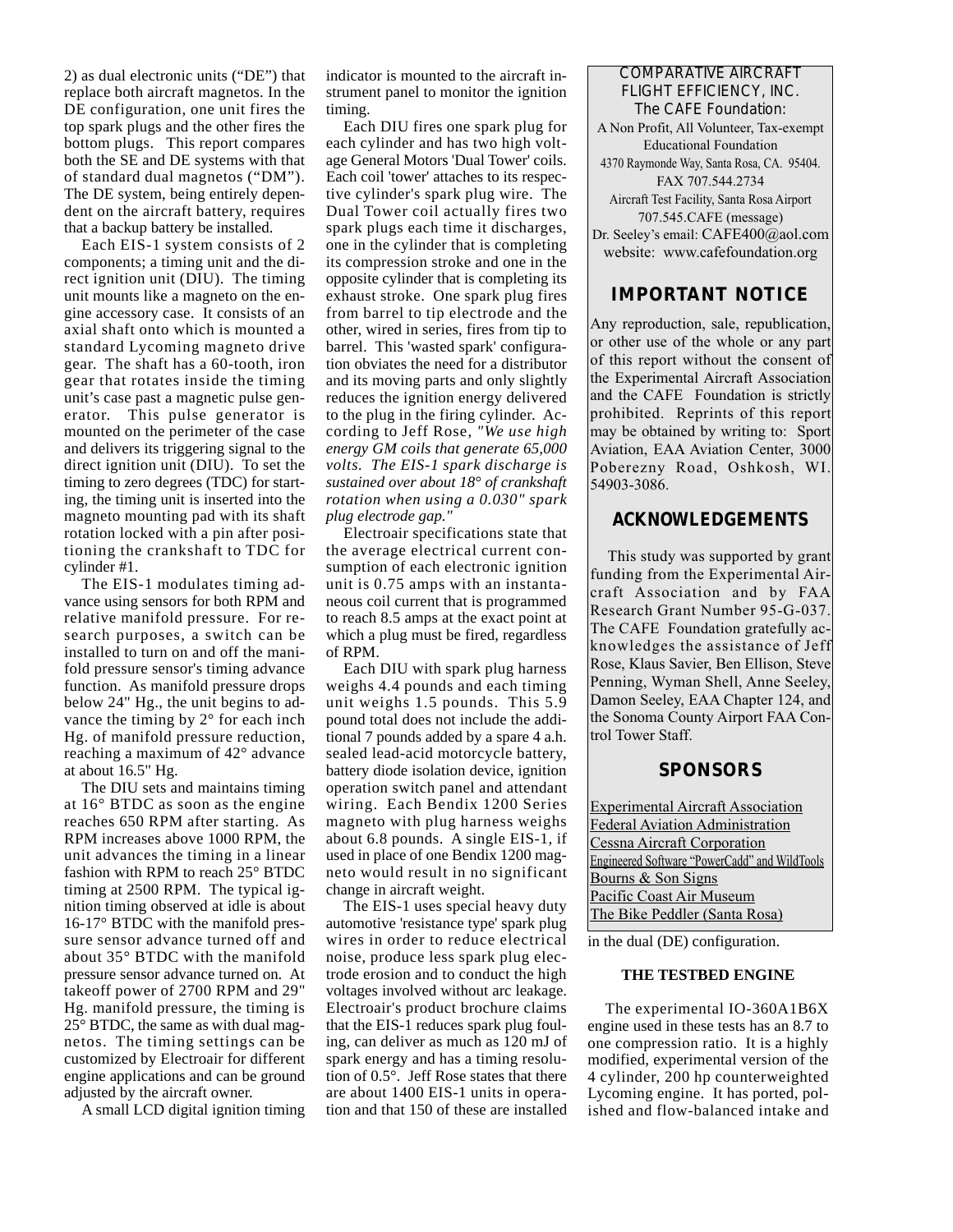2) as dual electronic units ("DE") that replace both aircraft magnetos. In the DE configuration, one unit fires the top spark plugs and the other fires the bottom plugs. This report compares both the SE and DE systems with that of standard dual magnetos ("DM"). The DE system, being entirely dependent on the aircraft battery, requires that a backup battery be installed.

Each EIS-1 system consists of 2 components; a timing unit and the direct ignition unit (DIU). The timing unit mounts like a magneto on the engine accessory case. It consists of an axial shaft onto which is mounted a standard Lycoming magneto drive gear. The shaft has a 60-tooth, iron gear that rotates inside the timing unit's case past a magnetic pulse generator. This pulse generator is mounted on the perimeter of the case and delivers its triggering signal to the direct ignition unit (DIU). To set the timing to zero degrees (TDC) for starting, the timing unit is inserted into the magneto mounting pad with its shaft rotation locked with a pin after positioning the crankshaft to TDC for cylinder #1.

The EIS-1 modulates timing advance using sensors for both RPM and relative manifold pressure. For research purposes, a switch can be installed to turn on and off the manifold pressure sensor's timing advance function. As manifold pressure drops below 24" Hg., the unit begins to advance the timing by 2° for each inch Hg. of manifold pressure reduction, reaching a maximum of 42° advance at about 16.5" Hg.

The DIU sets and maintains timing at 16° BTDC as soon as the engine reaches 650 RPM after starting. As RPM increases above 1000 RPM, the unit advances the timing in a linear fashion with RPM to reach 25° BTDC timing at 2500 RPM. The typical ignition timing observed at idle is about 16-17° BTDC with the manifold pressure sensor advance turned off and about 35° BTDC with the manifold pressure sensor advance turned on. At takeoff power of 2700 RPM and 29" Hg. manifold pressure, the timing is 25° BTDC, the same as with dual magnetos. The timing settings can be customized by Electroair for different engine applications and can be ground adjusted by the aircraft owner.

A small LCD digital ignition timing indicator is mounted to the aircraft instrument panel to monitor the ignition timing.

Each DIU fires one spark plug for each cylinder and has two high voltage General Motors 'Dual Tower' coils. Each coil 'tower' attaches to its respective cylinder's spark plug wire. The Dual Tower coil actually fires two spark plugs each time it discharges, one in the cylinder that is completing its compression stroke and one in the opposite cylinder that is completing its exhaust stroke. One spark plug fires from barrel to tip electrode and the other, wired in series, fires from tip to barrel. This 'wasted spark' configuration obviates the need for a distributor and its moving parts and only slightly reduces the ignition energy delivered to the plug in the firing cylinder. According to Jeff Rose, *"We use high energy GM coils that generate 65,000 volts. The EIS-1 spark discharge is sustained over about 18° of crankshaft rotation when using a 0.030" spark plug electrode gap."*

Electroair specifications state that the average electrical current consumption of each electronic ignition unit is 0.75 amps with an instantaneous coil current that is programmed to reach 8.5 amps at the exact point at which a plug must be fired, regardless of RPM.

Each DIU with spark plug harness weighs 4.4 pounds and each timing unit weighs 1.5 pounds. This 5.9 pound total does not include the additional 7 pounds added by a spare 4 a.h. sealed lead-acid motorcycle battery, battery diode isolation device, ignition operation switch panel and attendant wiring. Each Bendix 1200 Series magneto with plug harness weighs about 6.8 pounds. A single EIS-1, if used in place of one Bendix 1200 magneto would result in no significant change in aircraft weight.

The EIS-1 uses special heavy duty automotive 'resistance type' spark plug wires in order to reduce electrical noise, produce less spark plug electrode erosion and to conduct the high voltages involved without arc leakage. Electroair's product brochure claims that the EIS-1 reduces spark plug fouling, can deliver as much as 120 mJ of spark energy and has a timing resolution of 0.5°. Jeff Rose states that there are about 1400 EIS-1 units in operation and that 150 of these are installed in the dual (DE) configuration.

COMPARATIVE AIRCRAFT FLIGHT EFFICIENCY, INC.
The CAFE Foundation:
A Non Profit, All Volunteer, Tax-exempt Educational Foundation
4370 Raymonde Way, Santa Rosa, CA. 95404.
FAX 707.544.2734
Aircraft Test Facility, Santa Rosa Airport
707.545.CAFE (message)
Dr. Seeley's email: CAFE400@aol.com
website: www.cafefoundation.org

## IMPORTANT NOTICE

Any reproduction, sale, republication, or other use of the whole or any part of this report without the consent of the Experimental Aircraft Association and the CAFE Foundation is strictly prohibited. Reprints of this report may be obtained by writing to: Sport Aviation, EAA Aviation Center, 3000 Poberezny Road, Oshkosh, WI. 54903-3086.

## ACKNOWLEDGEMENTS

This study was supported by grant funding from the Experimental Aircraft Association and by FAA Research Grant Number 95-G-037. The CAFE Foundation gratefully acknowledges the assistance of Jeff Rose, Klaus Savier, Ben Ellison, Steve Penning, Wyman Shell, Anne Seeley, Damon Seeley, EAA Chapter 124, and the Sonoma County Airport FAA Control Tower Staff.

## SPONSORS

Experimental Aircraft Association
Federal Aviation Administration
Cessna Aircraft Corporation
Engineered Software "PowerCadd" and WildTools
Bourns & Son Signs
Pacific Coast Air Museum
The Bike Peddler (Santa Rosa)

### THE TESTBED ENGINE

The experimental IO-360A1B6X engine used in these tests has an 8.7 to one compression ratio. It is a highly modified, experimental version of the 4 cylinder, 200 hp counterweighted Lycoming engine. It has ported, polished and flow-balanced intake and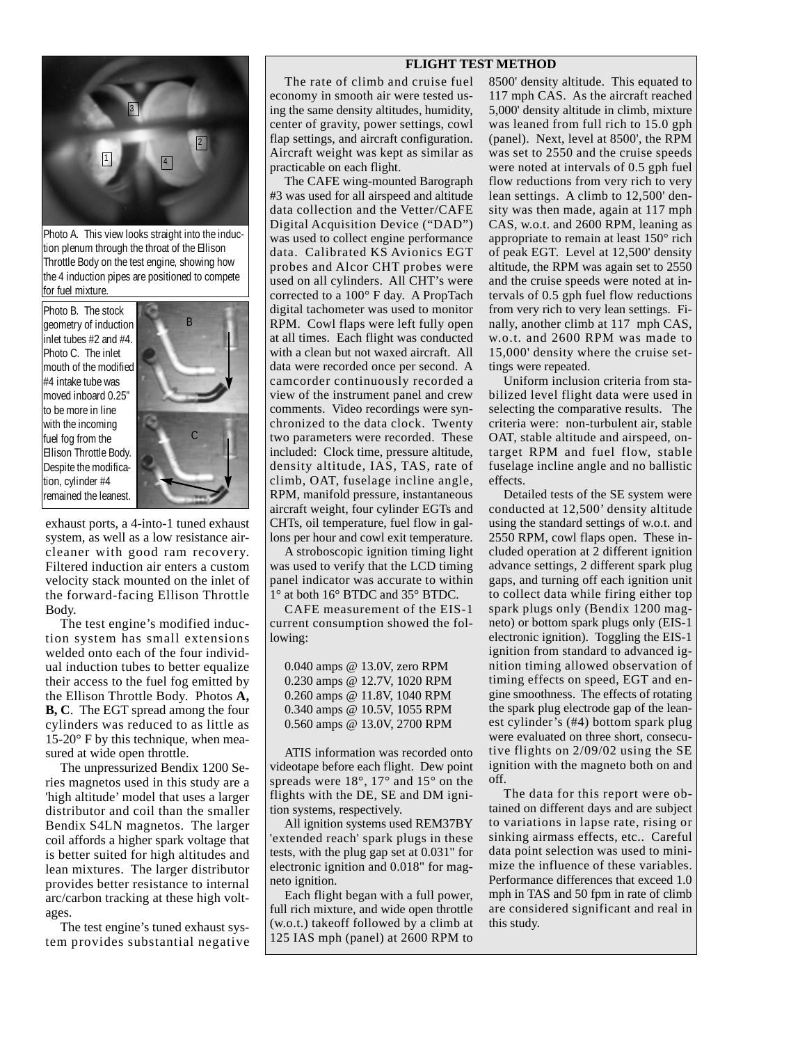Photo A. This view looks straight into the induction plenum through the throat of the Ellison Throttle Body on the test engine, showing how the 4 induction pipes are positioned to compete for fuel mixture.

Photo B. The stock geometry of induction inlet tubes #2 and #4. Photo C. The inlet mouth of the modified #4 intake tube was moved inboard 0.25" to be more in line with the incoming fuel fog from the Ellison Throttle Body. Despite the modification, cylinder #4 remained the leanest.

exhaust ports, a 4-into-1 tuned exhaust system, as well as a low resistance air-cleaner with good ram recovery. Filtered induction air enters a custom velocity stack mounted on the inlet of the forward-facing Ellison Throttle Body.

The test engine's modified induction system has small extensions welded onto each of the four individual induction tubes to better equalize their access to the fuel fog emitted by the Ellison Throttle Body. Photos **A, B, C**. The EGT spread among the four cylinders was reduced to as little as 15-20° F by this technique, when measured at wide open throttle.

The unpressurized Bendix 1200 Series magnetos used in this study are a 'high altitude' model that uses a larger distributor and coil than the smaller Bendix S4LN magnetos. The larger coil affords a higher spark voltage that is better suited for high altitudes and lean mixtures. The larger distributor provides better resistance to internal arc/carbon tracking at these high voltages.

The test engine's tuned exhaust system provides substantial negative

## FLIGHT TEST METHOD

The rate of climb and cruise fuel economy in smooth air were tested using the same density altitudes, humidity, center of gravity, power settings, cowl flap settings, and aircraft configuration. Aircraft weight was kept as similar as practicable on each flight.

The CAFE wing-mounted Barograph #3 was used for all airspeed and altitude data collection and the Vetter/CAFE Digital Acquisition Device ("DAD") was used to collect engine performance data. Calibrated KS Avionics EGT probes and Alcor CHT probes were used on all cylinders. All CHT's were corrected to a 100° F day. A PropTach digital tachometer was used to monitor RPM. Cowl flaps were left fully open at all times. Each flight was conducted with a clean but not waxed aircraft. All data were recorded once per second. A camcorder continuously recorded a view of the instrument panel and crew comments. Video recordings were synchronized to the data clock. Twenty two parameters were recorded. These included: Clock time, pressure altitude, density altitude, IAS, TAS, rate of climb, OAT, fuselage incline angle, RPM, manifold pressure, instantaneous aircraft weight, four cylinder EGTs and CHTs, oil temperature, fuel flow in gallons per hour and cowl exit temperature.

A stroboscopic ignition timing light was used to verify that the LCD timing panel indicator was accurate to within 1° at both 16° BTDC and 35° BTDC.

CAFE measurement of the EIS-1 current consumption showed the following:

0.040 amps @ 13.0V, zero RPM
0.230 amps @ 12.7V, 1020 RPM
0.260 amps @ 11.8V, 1040 RPM
0.340 amps @ 10.5V, 1055 RPM
0.560 amps @ 13.0V, 2700 RPM

ATIS information was recorded onto videotape before each flight. Dew point spreads were 18°, 17° and 15° on the flights with the DE, SE and DM ignition systems, respectively.

All ignition systems used REM37BY 'extended reach' spark plugs in these tests, with the plug gap set at 0.031" for electronic ignition and 0.018" for magneto ignition.

Each flight began with a full power, full rich mixture, and wide open throttle (w.o.t.) takeoff followed by a climb at 125 IAS mph (panel) at 2600 RPM to 8500' density altitude. This equated to 117 mph CAS. As the aircraft reached 5,000' density altitude in climb, mixture was leaned from full rich to 15.0 gph (panel). Next, level at 8500', the RPM was set to 2550 and the cruise speeds were noted at intervals of 0.5 gph fuel flow reductions from very rich to very lean settings. A climb to 12,500' density was then made, again at 117 mph CAS, w.o.t. and 2600 RPM, leaning as appropriate to remain at least 150° rich of peak EGT. Level at 12,500' density altitude, the RPM was again set to 2550 and the cruise speeds were noted at intervals of 0.5 gph fuel flow reductions from very rich to very lean settings. Finally, another climb at 117 mph CAS, w.o.t. and 2600 RPM was made to 15,000' density where the cruise settings were repeated.

Uniform inclusion criteria from stabilized level flight data were used in selecting the comparative results. The criteria were: non-turbulent air, stable OAT, stable altitude and airspeed, on-target RPM and fuel flow, stable fuselage incline angle and no ballistic effects.

Detailed tests of the SE system were conducted at 12,500' density altitude using the standard settings of w.o.t. and 2550 RPM, cowl flaps open. These included operation at 2 different ignition advance settings, 2 different spark plug gaps, and turning off each ignition unit to collect data while firing either top spark plugs only (Bendix 1200 magneto) or bottom spark plugs only (EIS-1 electronic ignition). Toggling the EIS-1 ignition from standard to advanced ignition timing allowed observation of timing effects on speed, EGT and engine smoothness. The effects of rotating the spark plug electrode gap of the leanest cylinder's (#4) bottom spark plug were evaluated on three short, consecutive flights on 2/09/02 using the SE ignition with the magneto both on and off.

The data for this report were obtained on different days and are subject to variations in lapse rate, rising or sinking airmass effects, etc.. Careful data point selection was used to minimize the influence of these variables. Performance differences that exceed 1.0 mph in TAS and 50 fpm in rate of climb are considered significant and real in this study.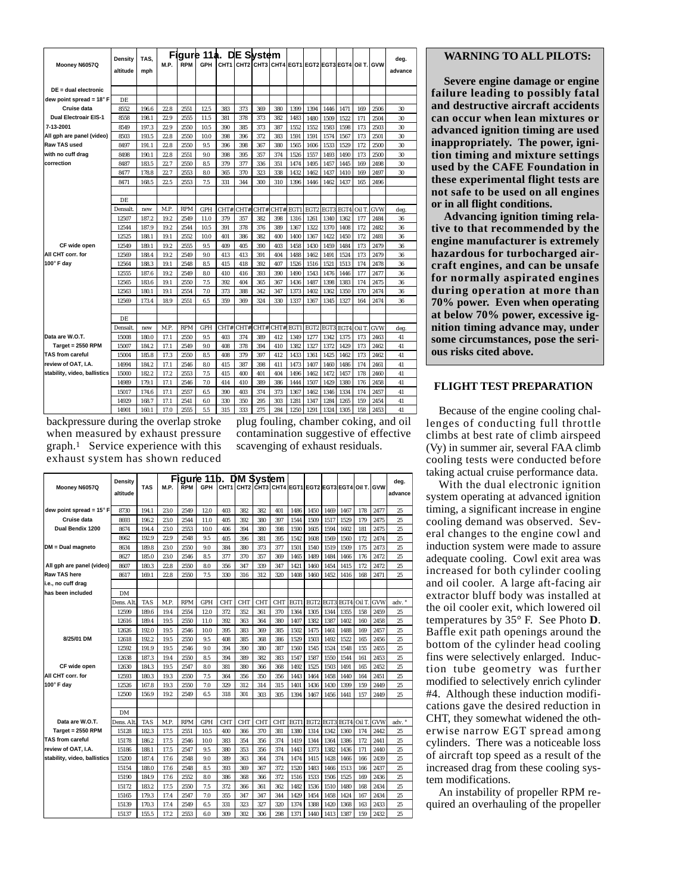**Figure 11a. DE System**

| Mooney N6057Q | Density altitude | TAS, mph | M.P. | RPM | GPH | CHT1 | CHT2 | CHT3 | CHT4 | EGT1 | EGT2 | EGT3 | EGT4 | Oil T. | GVW | deg. advance |
|---|---|---|---|---|---|---|---|---|---|---|---|---|---|---|---|---|
| DE = dual electronic | | | | | | | | | | | | | | | | |
| dew point spread = 18° F | DE | | | | | | | | | | | | | | | |
| Cruise data | 8552 | 196.6 | 22.8 | 2551 | 12.5 | 383 | 373 | 369 | 380 | 1399 | 1394 | 1446 | 1471 | 169 | 2506 | 30 |
| Dual Electroair EIS-1 | 8558 | 198.1 | 22.9 | 2555 | 11.5 | 381 | 378 | 373 | 382 | 1483 | 1480 | 1509 | 1522 | 171 | 2504 | 30 |
| 7-13-2001 | 8549 | 197.3 | 22.9 | 2550 | 10.5 | 390 | 385 | 373 | 387 | 1552 | 1552 | 1583 | 1598 | 173 | 2503 | 30 |
| All gph are panel (video) | 8503 | 193.5 | 22.8 | 2550 | 10.0 | 398 | 396 | 372 | 383 | 1591 | 1591 | 1574 | 1567 | 173 | 2501 | 30 |
| Raw TAS used | 8497 | 191.1 | 22.8 | 2550 | 9.5 | 396 | 398 | 367 | 380 | 1565 | 1606 | 1533 | 1529 | 172 | 2500 | 30 |
| with no cuff drag | 8498 | 190.1 | 22.8 | 2551 | 9.0 | 398 | 395 | 357 | 374 | 1526 | 1557 | 1493 | 1490 | 173 | 2500 | 30 |
| correction | 8487 | 183.5 | 22.7 | 2550 | 8.5 | 379 | 377 | 336 | 351 | 1474 | 1495 | 1457 | 1445 | 169 | 2498 | 30 |
| | 8477 | 178.8 | 22.7 | 2553 | 8.0 | 365 | 370 | 323 | 338 | 1432 | 1462 | 1437 | 1410 | 169 | 2497 | 30 |
| | 8471 | 168.5 | 22.5 | 2553 | 7.5 | 331 | 344 | 300 | 310 | 1396 | 1446 | 1462 | 1437 | 165 | 2496 | |
| | | | | | | | | | | | | | | | | |
| | DE | | | | | | | | | | | | | | | |
| | Densalt. | new | M.P. | RPM | GPH | CHT# | CHT# | CHT# | CHT# | EGT1 | EGT2 | EGT3 | EGT4 | Oil T. | GVW | deg. |
| | 12507 | 187.2 | 19.2 | 2549 | 11.0 | 379 | 357 | 382 | 398 | 1316 | 1261 | 1340 | 1362 | 177 | 2484 | 36 |
| | 12544 | 187.9 | 19.2 | 2544 | 10.5 | 391 | 378 | 376 | 389 | 1367 | 1322 | 1370 | 1408 | 172 | 2482 | 36 |
| | 12525 | 188.1 | 19.1 | 2552 | 10.0 | 401 | 386 | 382 | 400 | 1400 | 1367 | 1422 | 1450 | 172 | 2481 | 36 |
| CF wide open | 12549 | 189.1 | 19.2 | 2555 | 9.5 | 409 | 405 | 390 | 403 | 1458 | 1430 | 1459 | 1484 | 173 | 2479 | 36 |
| All CHT corr. for | 12569 | 188.4 | 19.2 | 2549 | 9.0 | 413 | 413 | 391 | 404 | 1488 | 1462 | 1491 | 1524 | 173 | 2479 | 36 |
| 100° F day | 12564 | 188.3 | 19.1 | 2548 | 8.5 | 415 | 418 | 392 | 407 | 1526 | 1516 | 1521 | 1513 | 174 | 2478 | 36 |
| | 12555 | 187.6 | 19.2 | 2549 | 8.0 | 410 | 416 | 393 | 390 | 1490 | 1543 | 1476 | 1446 | 177 | 2477 | 36 |
| | 12565 | 183.6 | 19.1 | 2550 | 7.5 | 392 | 404 | 365 | 367 | 1436 | 1487 | 1398 | 1383 | 174 | 2475 | 36 |
| | 12563 | 180.1 | 19.1 | 2554 | 7.0 | 373 | 388 | 342 | 347 | 1373 | 1402 | 1362 | 1350 | 170 | 2474 | 36 |
| | 12569 | 173.4 | 18.9 | 2551 | 6.5 | 359 | 369 | 324 | 330 | 1337 | 1367 | 1345 | 1327 | 164 | 2474 | 36 |
| | | | | | | | | | | | | | | | | |
| | DE | | | | | | | | | | | | | | | |
| | Densalt. | new | M.P. | RPM | GPH | CHT# | CHT# | CHT# | CHT# | EGT1 | EGT2 | EGT3 | EGT4 | Oil T. | GVW | deg. |
| Data are W.O.T. | 15008 | 180.0 | 17.1 | 2550 | 9.5 | 403 | 374 | 389 | 412 | 1349 | 1277 | 1342 | 1375 | 173 | 2463 | 41 |
| Target = 2550 RPM | 15007 | 184.2 | 17.1 | 2549 | 9.0 | 408 | 378 | 394 | 410 | 1382 | 1327 | 1372 | 1429 | 173 | 2462 | 41 |
| TAS from careful | 15004 | 185.8 | 17.3 | 2550 | 8.5 | 408 | 379 | 397 | 412 | 1433 | 1361 | 1425 | 1462 | 173 | 2462 | 41 |
| review of OAT, I.A. | 14994 | 184.2 | 17.1 | 2546 | 8.0 | 415 | 387 | 398 | 411 | 1473 | 1407 | 1460 | 1486 | 174 | 2461 | 41 |
| stability, video, ballistics | 15000 | 182.2 | 17.2 | 2553 | 7.5 | 415 | 400 | 401 | 404 | 1496 | 1462 | 1472 | 1457 | 178 | 2460 | 41 |
| | 14989 | 179.1 | 17.1 | 2546 | 7.0 | 414 | 410 | 389 | 386 | 1444 | 1507 | 1429 | 1380 | 176 | 2458 | 41 |
| | 15017 | 174.6 | 17.1 | 2557 | 6.5 | 390 | 403 | 374 | 373 | 1367 | 1462 | 1346 | 1334 | 174 | 2457 | 41 |
| | 14929 | 168.7 | 17.1 | 2541 | 6.0 | 330 | 350 | 295 | 303 | 1281 | 1347 | 1284 | 1265 | 159 | 2454 | 41 |
| | 14901 | 160.1 | 17.0 | 2555 | 5.5 | 315 | 333 | 275 | 284 | 1250 | 1291 | 1324 | 1305 | 158 | 2453 | 41 |

backpressure during the overlap stroke when measured by exhaust pressure graph.[1] Service experience with this exhaust system has shown reduced plug fouling, chamber coking, and oil contamination suggestive of effective scavenging of exhaust residuals.

**Figure 11b. DM System**

| Mooney N6057Q | Density altitude | TAS | M.P. | RPM | GPH | CHT1 | CHT2 | CHT3 | CHT4 | EGT1 | EGT2 | EGT3 | EGT4 | Oil T. | GVW | deg. advance |
|---|---|---|---|---|---|---|---|---|---|---|---|---|---|---|---|---|
| dew point spread = 15° F | 8730 | 194.1 | 23.0 | 2549 | 12.0 | 403 | 382 | 382 | 401 | 1486 | 1450 | 1469 | 1467 | 178 | 2477 | 25 |
| Cruise data | 8693 | 196.2 | 23.0 | 2544 | 11.0 | 405 | 392 | 380 | 397 | 1544 | 1509 | 1517 | 1529 | 179 | 2475 | 25 |
| Dual Bendix 1200 | 8674 | 194.4 | 23.0 | 2553 | 10.0 | 406 | 394 | 380 | 398 | 1590 | 1605 | 1594 | 1602 | 181 | 2475 | 25 |
| | 8662 | 192.9 | 22.9 | 2548 | 9.5 | 405 | 396 | 381 | 395 | 1542 | 1608 | 1569 | 1560 | 172 | 2474 | 25 |
| DM = Dual magneto | 8634 | 189.8 | 23.0 | 2550 | 9.0 | 384 | 380 | 373 | 377 | 1501 | 1540 | 1519 | 1509 | 175 | 2473 | 25 |
| | 8627 | 185.0 | 23.0 | 2546 | 8.5 | 377 | 370 | 357 | 369 | 1465 | 1489 | 1484 | 1466 | 176 | 2472 | 25 |
| All gph are panel (video) | 8607 | 180.3 | 22.8 | 2550 | 8.0 | 356 | 347 | 339 | 347 | 1421 | 1460 | 1454 | 1415 | 172 | 2472 | 25 |
| Raw TAS here | 8617 | 169.1 | 22.8 | 2550 | 7.5 | 330 | 316 | 312 | 320 | 1408 | 1460 | 1452 | 1416 | 168 | 2471 | 25 |
| i.e., no cuff drag | | | | | | | | | | | | | | | | |
| has been included | DM | | | | | | | | | | | | | | | |
| | Dens. Alt. | TAS | M.P. | RPM | GPH | CHT | CHT | CHT | CHT | EGT1 | EGT2 | EGT3 | EGT4 | Oil T. | GVW | adv. ° |
| | 12599 | 189.6 | 19.4 | 2554 | 12.0 | 372 | 352 | 361 | 370 | 1364 | 1305 | 1344 | 1355 | 158 | 2459 | 25 |
| | 12616 | 189.4 | 19.5 | 2550 | 11.0 | 392 | 363 | 364 | 380 | 1407 | 1382 | 1387 | 1402 | 160 | 2458 | 25 |
| | 12626 | 192.0 | 19.5 | 2546 | 10.0 | 395 | 383 | 369 | 385 | 1502 | 1475 | 1461 | 1488 | 169 | 2457 | 25 |
| 8/25/01 DM | 12618 | 192.2 | 19.5 | 2550 | 9.5 | 408 | 385 | 368 | 386 | 1529 | 1503 | 1492 | 1522 | 165 | 2456 | 25 |
| | 12592 | 191.9 | 19.5 | 2546 | 9.0 | 394 | 390 | 380 | 387 | 1560 | 1545 | 1524 | 1548 | 155 | 2455 | 25 |
| | 12638 | 187.3 | 19.4 | 2550 | 8.5 | 394 | 389 | 382 | 383 | 1547 | 1587 | 1550 | 1544 | 161 | 2453 | 25 |
| CF wide open | 12630 | 184.3 | 19.5 | 2547 | 8.0 | 381 | 380 | 366 | 368 | 1492 | 1525 | 1503 | 1491 | 165 | 2452 | 25 |
| All CHT corr. for | 12593 | 180.3 | 19.3 | 2550 | 7.5 | 364 | 356 | 350 | 356 | 1443 | 1464 | 1458 | 1440 | 164 | 2451 | 25 |
| 100° F day | 12526 | 167.8 | 19.3 | 2550 | 7.0 | 329 | 312 | 314 | 315 | 1401 | 1436 | 1430 | 1399 | 159 | 2449 | 25 |
| | 12500 | 156.9 | 19.2 | 2549 | 6.5 | 318 | 301 | 303 | 305 | 1394 | 1467 | 1456 | 1441 | 157 | 2449 | 25 |
| | | | | | | | | | | | | | | | | |
| | DM | | | | | | | | | | | | | | | |
| Data are W.O.T. | Dens. Alt. | TAS | M.P. | RPM | GPH | CHT | CHT | CHT | CHT | EGT1 | EGT2 | EGT3 | EGT4 | Oil T. | GVW | adv. ° |
| Target = 2550 RPM | 15128 | 182.3 | 17.5 | 2551 | 10.5 | 400 | 366 | 370 | 381 | 1380 | 1314 | 1342 | 1360 | 174 | 2442 | 25 |
| TAS from careful | 15178 | 186.2 | 17.5 | 2546 | 10.0 | 383 | 354 | 356 | 374 | 1419 | 1344 | 1364 | 1386 | 172 | 2441 | 25 |
| review of OAT, I.A. | 15186 | 188.1 | 17.5 | 2547 | 9.5 | 380 | 353 | 356 | 374 | 1443 | 1373 | 1382 | 1436 | 171 | 2440 | 25 |
| stability, video, ballistics | 15200 | 187.4 | 17.6 | 2548 | 9.0 | 389 | 363 | 364 | 374 | 1474 | 1415 | 1428 | 1466 | 166 | 2439 | 25 |
| | 15154 | 188.0 | 17.6 | 2548 | 8.5 | 393 | 369 | 367 | 372 | 1520 | 1483 | 1466 | 1513 | 166 | 2437 | 25 |
| | 15190 | 184.9 | 17.6 | 2552 | 8.0 | 386 | 368 | 366 | 372 | 1516 | 1533 | 1506 | 1525 | 169 | 2436 | 25 |
| | 15172 | 183.2 | 17.5 | 2550 | 7.5 | 372 | 366 | 361 | 362 | 1482 | 1536 | 1510 | 1480 | 168 | 2434 | 25 |
| | 15165 | 179.3 | 17.4 | 2547 | 7.0 | 355 | 347 | 347 | 344 | 1429 | 1454 | 1458 | 1424 | 167 | 2434 | 25 |
| | 15139 | 170.3 | 17.4 | 2549 | 6.5 | 331 | 323 | 327 | 320 | 1374 | 1388 | 1420 | 1368 | 163 | 2433 | 25 |
| | 15137 | 155.5 | 17.2 | 2553 | 6.0 | 309 | 302 | 306 | 298 | 1371 | 1440 | 1413 | 1387 | 159 | 2432 | 25 |

**WARNING TO ALL PILOTS:**

**Severe engine damage or engine failure leading to possibly fatal and destructive aircraft accidents can occur when lean mixtures or advanced ignition timing are used inappropriately. The power, ignition timing and mixture settings used by the CAFE Foundation in these experimental flight tests are not safe to be used on all engines or in all flight conditions.**

**Advancing ignition timing relative to that recommended by the engine manufacturer is extremely hazardous for turbocharged aircraft engines, and can be unsafe for normally aspirated engines during operation at more than 70% power. Even when operating at below 70% power, excessive ignition timing advance may, under some circumstances, pose the serious risks cited above.**

## FLIGHT TEST PREPARATION

Because of the engine cooling challenges of conducting full throttle climbs at best rate of climb airspeed (Vy) in summer air, several FAA climb cooling tests were conducted before taking actual cruise performance data.

With the dual electronic ignition system operating at advanced ignition timing, a significant increase in engine cooling demand was observed. Several changes to the engine cowl and induction system were made to assure adequate cooling. Cowl exit area was increased for both cylinder cooling and oil cooler. A large aft-facing air extractor bluff body was installed at the oil cooler exit, which lowered oil temperatures by 35° F. See Photo **D**. Baffle exit path openings around the bottom of the cylinder head cooling fins were selectively enlarged. Induction tube geometry was further modified to selectively enrich cylinder #4. Although these induction modifications gave the desired reduction in CHT, they somewhat widened the otherwise narrow EGT spread among cylinders. There was a noticeable loss of aircraft top speed as a result of the increased drag from these cooling system modifications.

An instability of propeller RPM required an overhauling of the propeller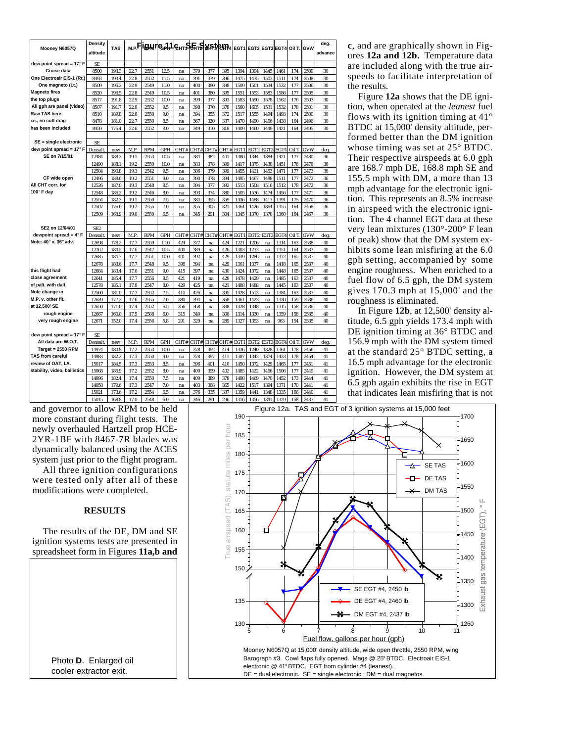**Figure 11c. SE System**

| Mooney N6057Q | Density altitude | TAS | M.P. | RPM | GPH | CHT1 | CHT2 | CHT3 | CHT4 | EGT1 | EGT2 | EGT3 | EGT4 | Oil T. | GVW | deg. advance |
|---|---|---|---|---|---|---|---|---|---|---|---|---|---|---|---|---|
| dew point spread = 17° F | SE | | | | | | | | | | | | | | | |
| Cruise data | 8500 | 193.3 | 22.7 | 2551 | 12.5 | na | 379 | 377 | 395 | 1394 | 1394 | 1445 | 1461 | 174 | 2509 | 30 |
| One Electroair EIS-1 (Rt.) | 8493 | 193.4 | 22.8 | 2552 | 11.5 | na | 391 | 379 | 396 | 1475 | 1475 | 1503 | 1511 | 174 | 2508 | 30 |
| One magneto (Lt.) | 8509 | 196.2 | 22.9 | 2549 | 11.0 | na | 400 | 380 | 398 | 1509 | 1501 | 1534 | 1532 | 177 | 2506 | 30 |
| Magneto fires | 8520 | 196.5 | 22.8 | 2549 | 10.5 | na | 401 | 380 | 395 | 1551 | 1553 | 1583 | 1586 | 177 | 2505 | 30 |
| the top plugs | 8517 | 191.8 | 22.9 | 2552 | 10.0 | na | 399 | 377 | 393 | 1583 | 1590 | 1578 | 1562 | 176 | 2503 | 30 |
| All gph are panel (video) | 8507 | 191.7 | 22.8 | 2552 | 9.5 | na | 398 | 370 | 378 | 1560 | 1605 | 1531 | 1532 | 178 | 2501 | 30 |
| Raw TAS here | 8510 | 189.8 | 22.6 | 2550 | 9.0 | na | 394 | 355 | 372 | 1517 | 1555 | 1494 | 1493 | 174 | 2500 | 30 |
| i.e., no cuff drag | 8478 | 181.0 | 22.7 | 2550 | 8.5 | na | 367 | 320 | 337 | 1470 | 1490 | 1456 | 1438 | 164 | 2496 | 30 |
| has been included | 8459 | 176.4 | 22.6 | 2552 | 8.0 | na | 349 | 310 | 318 | 1409 | 1460 | 1449 | 1421 | 164 | 2495 | 30 |
| | | | | | | | | | | | | | | | | |
| SE = single electronic | SE | | | | | | | | | | | | | | | |
| dew point spread = 17° F | Densalt. | new | M.P. | RPM | GPH | CHT# | CHT# | CHT# | CHT# | EGT1 | EGT2 | EGT3 | EGT4 | Oil T. | GVW | deg. |
| SE on 7/15/01 | 12484 | 188.2 | 19.1 | 2553 | 10.5 | na | 384 | 382 | 401 | 1380 | 1344 | 1384 | 1421 | 177 | 2480 | 36 |
| | 12490 | 188.1 | 19.2 | 2550 | 10.0 | na | 383 | 378 | 399 | 1417 | 1375 | 1430 | 1451 | 176 | 2476 | 36 |
| | 12504 | 190.8 | 19.3 | 2542 | 9.5 | na | 386 | 379 | 399 | 1455 | 1421 | 1453 | 1471 | 177 | 2473 | 36 |
| CF wide open | 12496 | 188.6 | 19.2 | 2551 | 9.0 | na | 390 | 378 | 394 | 1495 | 1467 | 1488 | 1511 | 177 | 2472 | 36 |
| All CHT corr. for | 12526 | 187.0 | 19.3 | 2548 | 8.5 | na | 394 | 377 | 392 | 1513 | 1508 | 1516 | 1512 | 178 | 2472 | 36 |
| 100° F day | 12548 | 186.2 | 19.2 | 2546 | 8.0 | na | 393 | 374 | 380 | 1505 | 1536 | 1474 | 1456 | 177 | 2471 | 36 |
| | 12554 | 182.3 | 19.1 | 2550 | 7.5 | na | 384 | 355 | 359 | 1436 | 1488 | 1417 | 1391 | 175 | 2470 | 36 |
| | 12507 | 176.6 | 19.2 | 2555 | 7.0 | na | 355 | 305 | 321 | 1364 | 1426 | 1364 | 1355 | 164 | 2468 | 36 |
| | 12509 | 168.9 | 19.0 | 2550 | 6.5 | na | 345 | 291 | 304 | 1345 | 1370 | 1370 | 1360 | 164 | 2467 | 36 |
| | | | | | | | | | | | | | | | | |
| SE2 on 12/04/01 | SE2 | | | | | | | | | | | | | | | |
| dewpoint spread = 4° F | Densalt. | new | M.P. | RPM | GPH | CHT# | CHT# | CHT# | CHT# | EGT1 | EGT2 | EGT3 | EGT4 | Oil T. | GVW | deg. |
| Note: 40° v. 36° adv. | 12698 | 178.2 | 17.7 | 2559 | 11.0 | 424 | 377 | na | 424 | 1221 | 1206 | na | 1314 | 163 | 2538 | 40 |
| | 12762 | 180.5 | 17.6 | 2547 | 10.5 | 400 | 389 | na | 426 | 1303 | 1273 | na | 1351 | 164 | 2537 | 40 |
| | 12685 | 184.7 | 17.7 | 2551 | 10.0 | 401 | 392 | na | 429 | 1339 | 1286 | na | 1372 | 165 | 2537 | 40 |
| | 12678 | 183.6 | 17.7 | 2548 | 9.5 | 398 | 394 | na | 429 | 1361 | 1337 | na | 1418 | 165 | 2537 | 40 |
| this flight had | 12684 | 183.4 | 17.6 | 2551 | 9.0 | 415 | 397 | na | 430 | 1424 | 1372 | na | 1448 | 165 | 2537 | 40 |
| close agreement | 12641 | 185.4 | 17.7 | 2556 | 8.5 | 421 | 419 | na | 428 | 1478 | 1429 | na | 1485 | 163 | 2537 | 40 |
| of palt. with dalt. | 12578 | 185.1 | 17.8 | 2547 | 8.0 | 429 | 425 | na | 421 | 1488 | 1488 | na | 1445 | 163 | 2537 | 40 |
| Note change in | 12560 | 181.0 | 17.7 | 2552 | 7.5 | 410 | 426 | na | 395 | 1428 | 1513 | na | 1384 | 163 | 2537 | 40 |
| M.P. v. other flt. | 12620 | 177.2 | 17.6 | 2555 | 7.0 | 380 | 394 | na | 368 | 1361 | 1423 | na | 1330 | 159 | 2536 | 40 |
| at 12,500' SE | 12650 | 171.0 | 17.4 | 2552 | 6.5 | 356 | 368 | na | 338 | 1328 | 1348 | na | 1315 | 158 | 2536 | 40 |
| rough engine | 12667 | 160.0 | 17.5 | 2588 | 6.0 | 315 | 340 | na | 306 | 1314 | 1330 | na | 1359 | 158 | 2535 | 40 |
| very rough engine | 12671 | 152.0 | 17.4 | 2556 | 5.8 | 291 | 329 | na | 289 | 1327 | 1353 | na | 963 | 154 | 2535 | 40 |
| | | | | | | | | | | | | | | | | |
| dew point spread = 17° F | SE | | | | | | | | | | | | | | | |
| All data are W.O.T. | Densalt. | new | M.P. | RPM | GPH | CHT# | CHT# | CHT# | CHT# | EGT1 | EGT2 | EGT3 | EGT4 | Oil T. | GVW | deg. |
| Target = 2550 RPM | 14974 | 180.8 | 17.2 | 2553 | 10.0 | na | 378 | 392 | 414 | 1336 | 1240 | 1328 | 1361 | 178 | 2456 | 41 |
| TAS from careful | 14983 | 182.2 | 17.3 | 2550 | 9.0 | na | 378 | 397 | 411 | 1387 | 1342 | 1374 | 1433 | 178 | 2454 | 41 |
| review of OAT, I.A. | 15017 | 184.5 | 17.3 | 2553 | 8.5 | na | 396 | 401 | 410 | 1450 | 1372 | 1429 | 1465 | 177 | 2451 | 41 |
| stability, video, ballistics | 15068 | 185.9 | 17.2 | 2552 | 8.0 | na | 400 | 399 | 402 | 1485 | 1422 | 1466 | 1506 | 177 | 2449 | 41 |
| | 14996 | 182.4 | 17.4 | 2550 | 7.5 | na | 409 | 389 | 378 | 1498 | 1469 | 1470 | 1452 | 173 | 2444 | 41 |
| | 14958 | 179.6 | 17.3 | 2547 | 7.0 | na | 403 | 368 | 365 | 1422 | 1517 | 1394 | 1371 | 170 | 2441 | 41 |
| | 15021 | 173.6 | 17.2 | 2554 | 6.5 | na | 376 | 335 | 337 | 1359 | 1441 | 1348 | 1335 | 166 | 2440 | 41 |
| | 15015 | 168.8 | 17.0 | 2548 | 6.0 | na | 346 | 291 | 296 | 1316 | 1356 | 1341 | 1329 | 158 | 2437 | 41 |

and governor to allow RPM to be held more constant during flight tests. The newly overhauled Hartzell prop HCE-2YR-1BF with 8467-7R blades was dynamically balanced using the ACES system just prior to the flight program.

All three ignition configurations were tested only after all of these modifications were completed.

## RESULTS

The results of the DE, DM and SE ignition systems tests are presented in spreadsheet form in Figures **11a,b and c**, and are graphically shown in Figures **12a and 12b.** Temperature data are included along with the true airspeeds to facilitate interpretation of the results.

Figure **12a** shows that the DE ignition, when operated at the *leanest* fuel flows with its ignition timing at 41° BTDC at 15,000' density altitude, performed better than the DM ignition whose timing was set at 25° BTDC. Their respective airspeeds at 6.0 gph are 168.7 mph DE, 168.8 mph SE and 155.5 mph with DM, a more than 13 mph advantage for the electronic ignition. This represents an 8.5% increase in airspeed with the electronic ignition. The 4 channel EGT data at these very lean mixtures (130°-200° F lean of peak) show that the DM system exhibits some lean misfiring at the 6.0 gph setting, accompanied by some engine roughness. When enriched to a fuel flow of 6.5 gph, the DM system gives 170.3 mph at 15,000' and the roughness is eliminated.

In Figure **12b**, at 12,500' density altitude, 6.5 gph yields 173.4 mph with DE ignition timing at 36° BTDC and 156.9 mph with the DM system timed at the standard 25° BTDC setting, a 16.5 mph advantage for the electronic ignition. However, the DM system at 6.5 gph again exhibits the rise in EGT that indicates lean misfiring that is not

Photo **D**. Enlarged oil cooler extractor exit.

Figure 12a. TAS and EGT of 3 ignition systems at 15,000 feet

Mooney N6057Q at 15,000' density altitude, wide open throttle, 2550 RPM, wing Barograph #3. Cowl flaps fully opened. Mags @ 25° BTDC. Electroair EIS-1 electronic @ 41° BTDC. EGT from cylinder #4 (leanest).
DE = dual electronic. SE = single electronic. DM = dual magnetos.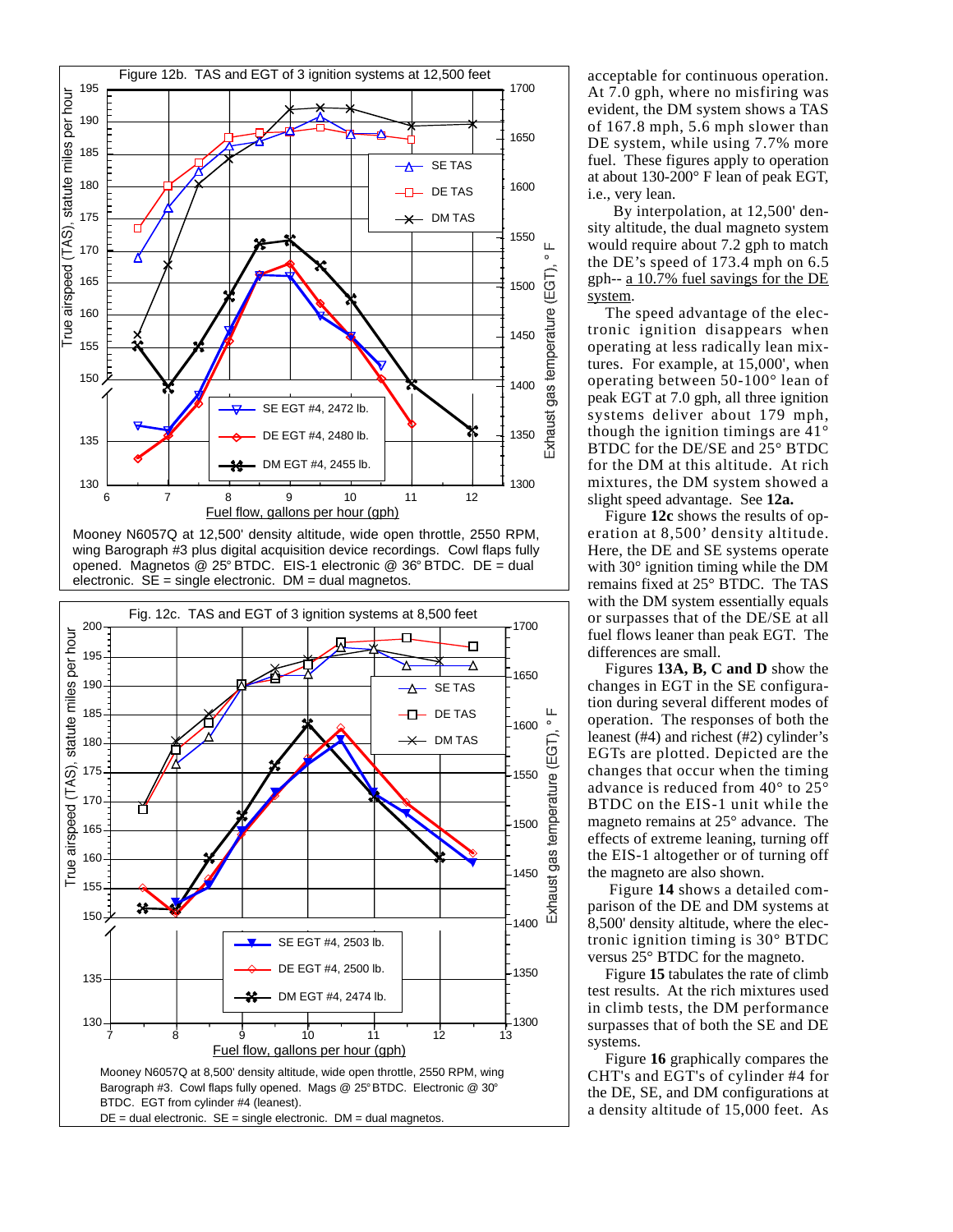Figure 12b. TAS and EGT of 3 ignition systems at 12,500 feet

Mooney N6057Q at 12,500' density altitude, wide open throttle, 2550 RPM, wing Barograph #3 plus digital acquisition device recordings. Cowl flaps fully opened. Magnetos @ 25° BTDC. EIS-1 electronic @ 36° BTDC. DE = dual electronic. SE = single electronic. DM = dual magnetos.

Fig. 12c. TAS and EGT of 3 ignition systems at 8,500 feet

Mooney N6057Q at 8,500' density altitude, wide open throttle, 2550 RPM, wing Barograph #3. Cowl flaps fully opened. Mags @ 25° BTDC. Electronic @ 30° BTDC. EGT from cylinder #4 (leanest).
DE = dual electronic. SE = single electronic. DM = dual magnetos.

acceptable for continuous operation. At 7.0 gph, where no misfiring was evident, the DM system shows a TAS of 167.8 mph, 5.6 mph slower than DE system, while using 7.7% more fuel. These figures apply to operation at about 130-200° F lean of peak EGT, i.e., very lean.

By interpolation, at 12,500' density altitude, the dual magneto system would require about 7.2 gph to match the DE's speed of 173.4 mph on 6.5 gph-- a 10.7% fuel savings for the DE system.

The speed advantage of the electronic ignition disappears when operating at less radically lean mixtures. For example, at 15,000', when operating between 50-100° lean of peak EGT at 7.0 gph, all three ignition systems deliver about 179 mph, though the ignition timings are 41° BTDC for the DE/SE and 25° BTDC for the DM at this altitude. At rich mixtures, the DM system showed a slight speed advantage. See **12a.**

Figure **12c** shows the results of operation at 8,500' density altitude. Here, the DE and SE systems operate with 30° ignition timing while the DM remains fixed at 25° BTDC. The TAS with the DM system essentially equals or surpasses that of the DE/SE at all fuel flows leaner than peak EGT. The differences are small.

Figures **13A, B, C and D** show the changes in EGT in the SE configuration during several different modes of operation. The responses of both the leanest (#4) and richest (#2) cylinder's EGTs are plotted. Depicted are the changes that occur when the timing advance is reduced from 40° to 25° BTDC on the EIS-1 unit while the magneto remains at 25° advance. The effects of extreme leaning, turning off the EIS-1 altogether or of turning off the magneto are also shown.

Figure **14** shows a detailed comparison of the DE and DM systems at 8,500' density altitude, where the electronic ignition timing is 30° BTDC versus 25° BTDC for the magneto.

Figure **15** tabulates the rate of climb test results. At the rich mixtures used in climb tests, the DM performance surpasses that of both the SE and DE systems.

Figure **16** graphically compares the CHT's and EGT's of cylinder #4 for the DE, SE, and DM configurations at a density altitude of 15,000 feet. As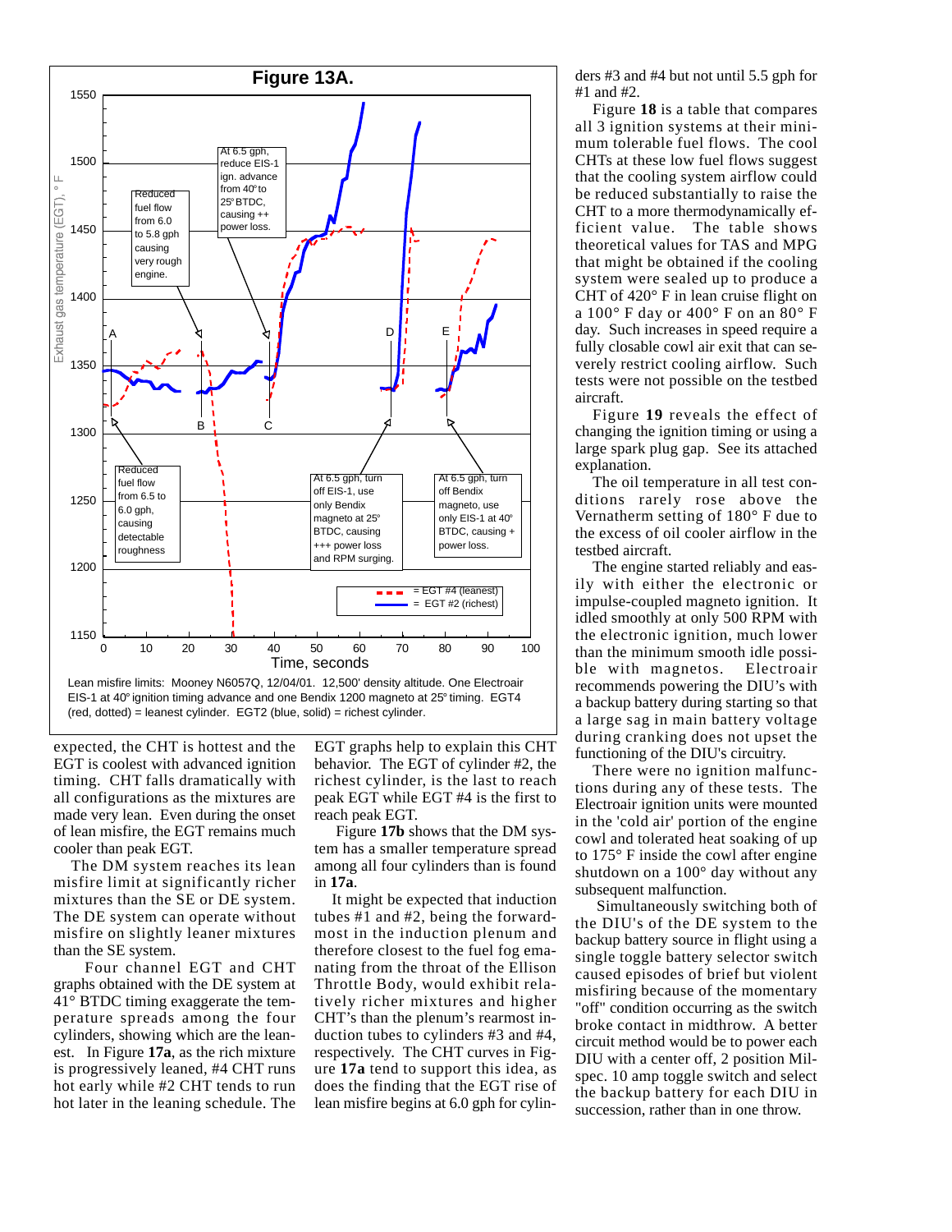**Figure 13A.**

Lean misfire limits: Mooney N6057Q, 12/04/01. 12,500' density altitude. One Electroair EIS-1 at 40° ignition timing advance and one Bendix 1200 magneto at 25° timing. EGT4 (red, dotted) = leanest cylinder. EGT2 (blue, solid) = richest cylinder.

expected, the CHT is hottest and the EGT is coolest with advanced ignition timing. CHT falls dramatically with all configurations as the mixtures are made very lean. Even during the onset of lean misfire, the EGT remains much cooler than peak EGT.

The DM system reaches its lean misfire limit at significantly richer mixtures than the SE or DE system. The DE system can operate without misfire on slightly leaner mixtures than the SE system.

Four channel EGT and CHT graphs obtained with the DE system at 41° BTDC timing exaggerate the temperature spreads among the four cylinders, showing which are the leanest. In Figure **17a**, as the rich mixture is progressively leaned, #4 CHT runs hot early while #2 CHT tends to run hot later in the leaning schedule. The EGT graphs help to explain this CHT behavior. The EGT of cylinder #2, the richest cylinder, is the last to reach peak EGT while EGT #4 is the first to reach peak EGT.

Figure **17b** shows that the DM system has a smaller temperature spread among all four cylinders than is found in **17a**.

It might be expected that induction tubes #1 and #2, being the forwardmost in the induction plenum and therefore closest to the fuel fog emanating from the throat of the Ellison Throttle Body, would exhibit relatively richer mixtures and higher CHT's than the plenum's rearmost induction tubes to cylinders #3 and #4, respectively. The CHT curves in Figure **17a** tend to support this idea, as does the finding that the EGT rise of lean misfire begins at 6.0 gph for cylinders #3 and #4 but not until 5.5 gph for #1 and #2.

Figure **18** is a table that compares all 3 ignition systems at their minimum tolerable fuel flows. The cool CHTs at these low fuel flows suggest that the cooling system airflow could be reduced substantially to raise the CHT to a more thermodynamically efficient value. The table shows theoretical values for TAS and MPG that might be obtained if the cooling system were sealed up to produce a CHT of 420° F in lean cruise flight on a 100° F day or 400° F on an 80° F day. Such increases in speed require a fully closable cowl air exit that can severely restrict cooling airflow. Such tests were not possible on the testbed aircraft.

Figure **19** reveals the effect of changing the ignition timing or using a large spark plug gap. See its attached explanation.

The oil temperature in all test conditions rarely rose above the Vernatherm setting of 180° F due to the excess of oil cooler airflow in the testbed aircraft.

The engine started reliably and easily with either the electronic or impulse-coupled magneto ignition. It idled smoothly at only 500 RPM with the electronic ignition, much lower than the minimum smooth idle possible with magnetos. Electroair recommends powering the DIU's with a backup battery during starting so that a large sag in main battery voltage during cranking does not upset the functioning of the DIU's circuitry.

There were no ignition malfunctions during any of these tests. The Electroair ignition units were mounted in the 'cold air' portion of the engine cowl and tolerated heat soaking of up to 175° F inside the cowl after engine shutdown on a 100° day without any subsequent malfunction.

Simultaneously switching both of the DIU's of the DE system to the backup battery source in flight using a single toggle battery selector switch caused episodes of brief but violent misfiring because of the momentary "off" condition occurring as the switch broke contact in midthrow. A better circuit method would be to power each DIU with a center off, 2 position Mil-spec. 10 amp toggle switch and select the backup battery for each DIU in succession, rather than in one throw.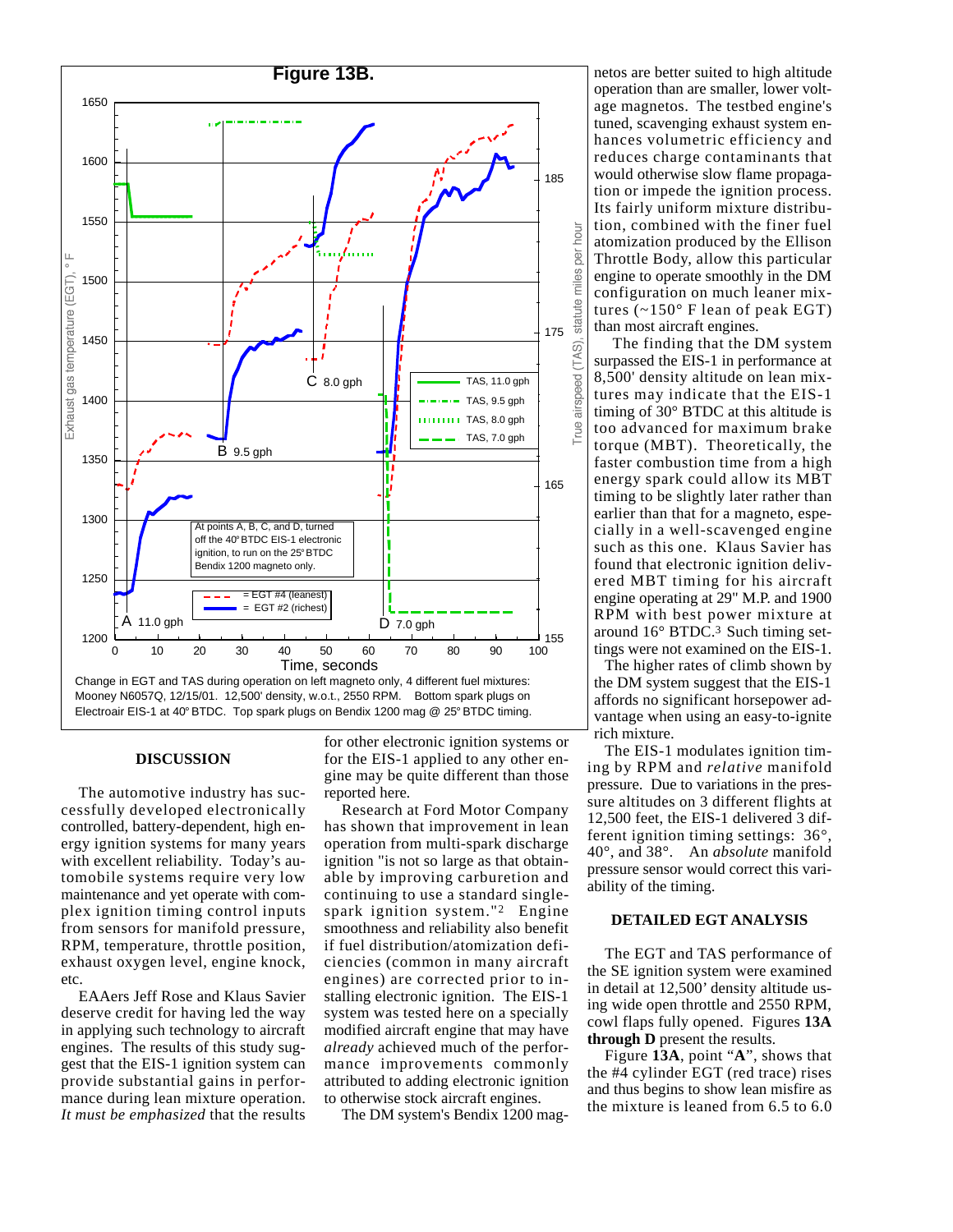**Figure 13B.**

Change in EGT and TAS during operation on left magneto only, 4 different fuel mixtures: Mooney N6057Q, 12/15/01. 12,500' density, w.o.t., 2550 RPM. Bottom spark plugs on Electroair EIS-1 at 40° BTDC. Top spark plugs on Bendix 1200 mag @ 25° BTDC timing.

## DISCUSSION

The automotive industry has successfully developed electronically controlled, battery-dependent, high energy ignition systems for many years with excellent reliability. Today's automobile systems require very low maintenance and yet operate with complex ignition timing control inputs from sensors for manifold pressure, RPM, temperature, throttle position, exhaust oxygen level, engine knock, etc.

EAAers Jeff Rose and Klaus Savier deserve credit for having led the way in applying such technology to aircraft engines. The results of this study suggest that the EIS-1 ignition system can provide substantial gains in performance during lean mixture operation. *It must be emphasized* that the results for other electronic ignition systems or for the EIS-1 applied to any other engine may be quite different than those reported here.

Research at Ford Motor Company has shown that improvement in lean operation from multi-spark discharge ignition "is not so large as that obtainable by improving carburetion and continuing to use a standard single-spark ignition system."[2] Engine smoothness and reliability also benefit if fuel distribution/atomization deficiencies (common in many aircraft engines) are corrected prior to installing electronic ignition. The EIS-1 system was tested here on a specially modified aircraft engine that may have *already* achieved much of the performance improvements commonly attributed to adding electronic ignition to otherwise stock aircraft engines.

The DM system's Bendix 1200 magnetos are better suited to high altitude operation than are smaller, lower voltage magnetos. The testbed engine's tuned, scavenging exhaust system enhances volumetric efficiency and reduces charge contaminants that would otherwise slow flame propagation or impede the ignition process. Its fairly uniform mixture distribution, combined with the finer fuel atomization produced by the Ellison Throttle Body, allow this particular engine to operate smoothly in the DM configuration on much leaner mixtures (~150° F lean of peak EGT) than most aircraft engines.

The finding that the DM system surpassed the EIS-1 in performance at 8,500' density altitude on lean mixtures may indicate that the EIS-1 timing of 30° BTDC at this altitude is too advanced for maximum brake torque (MBT). Theoretically, the faster combustion time from a high energy spark could allow its MBT timing to be slightly later rather than earlier than that for a magneto, especially in a well-scavenged engine such as this one. Klaus Savier has found that electronic ignition delivered MBT timing for his aircraft engine operating at 29" M.P. and 1900 RPM with best power mixture at around 16° BTDC.[3] Such timing settings were not examined on the EIS-1.

The higher rates of climb shown by the DM system suggest that the EIS-1 affords no significant horsepower advantage when using an easy-to-ignite rich mixture.

The EIS-1 modulates ignition timing by RPM and *relative* manifold pressure. Due to variations in the pressure altitudes on 3 different flights at 12,500 feet, the EIS-1 delivered 3 different ignition timing settings: 36°, 40°, and 38°. An *absolute* manifold pressure sensor would correct this variability of the timing.

## DETAILED EGT ANALYSIS

The EGT and TAS performance of the SE ignition system were examined in detail at 12,500' density altitude using wide open throttle and 2550 RPM, cowl flaps fully opened. Figures **13A through D** present the results.

Figure **13A**, point "**A**", shows that the #4 cylinder EGT (red trace) rises and thus begins to show lean misfire as the mixture is leaned from 6.5 to 6.0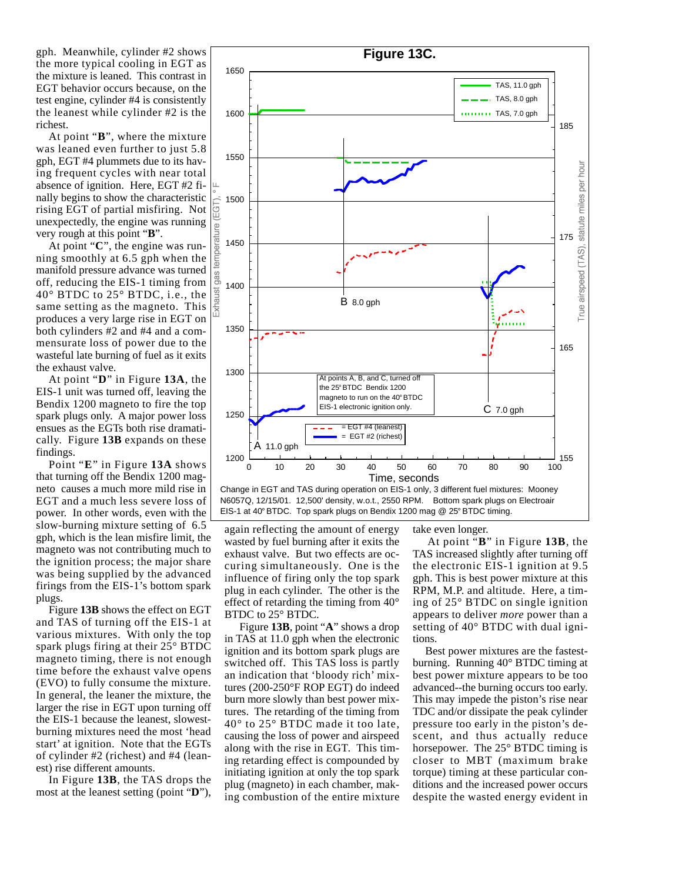gph. Meanwhile, cylinder #2 shows the more typical cooling in EGT as the mixture is leaned. This contrast in EGT behavior occurs because, on the test engine, cylinder #4 is consistently the leanest while cylinder #2 is the richest.

At point "**B**", where the mixture was leaned even further to just 5.8 gph, EGT #4 plummets due to its having frequent cycles with near total absence of ignition. Here, EGT #2 finally begins to show the characteristic rising EGT of partial misfiring. Not unexpectedly, the engine was running very rough at this point "**B**".

At point "**C**", the engine was running smoothly at 6.5 gph when the manifold pressure advance was turned off, reducing the EIS-1 timing from 40° BTDC to 25° BTDC, i.e., the same setting as the magneto. This produces a very large rise in EGT on both cylinders #2 and #4 and a commensurate loss of power due to the wasteful late burning of fuel as it exits the exhaust valve.

At point "**D**" in Figure **13A**, the EIS-1 unit was turned off, leaving the Bendix 1200 magneto to fire the top spark plugs only. A major power loss ensues as the EGTs both rise dramatically. Figure **13B** expands on these findings.

Point "**E**" in Figure **13A** shows that turning off the Bendix 1200 magneto causes a much more mild rise in EGT and a much less severe loss of power. In other words, even with the slow-burning mixture setting of 6.5 gph, which is the lean misfire limit, the magneto was not contributing much to the ignition process; the major share was being supplied by the advanced firings from the EIS-1's bottom spark plugs.

Figure **13B** shows the effect on EGT and TAS of turning off the EIS-1 at various mixtures. With only the top spark plugs firing at their 25° BTDC magneto timing, there is not enough time before the exhaust valve opens (EVO) to fully consume the mixture. In general, the leaner the mixture, the larger the rise in EGT upon turning off the EIS-1 because the leanest, slowest-burning mixtures need the most 'head start' at ignition. Note that the EGTs of cylinder #2 (richest) and #4 (leanest) rise different amounts.

In Figure **13B**, the TAS drops the most at the leanest setting (point "**D**"), again reflecting the amount of energy wasted by fuel burning after it exits the exhaust valve. But two effects are occurring simultaneously. One is the influence of firing only the top spark plug in each cylinder. The other is the effect of retarding the timing from 40° BTDC to 25° BTDC.

**Figure 13C.**

At points A, B, and C, turned off the 25° BTDC Bendix 1200 magneto to run on the 40° BTDC EIS-1 electronic ignition only.

Change in EGT and TAS during operation on EIS-1 only, 3 different fuel mixtures: Mooney N6057Q, 12/15/01. 12,500' density, w.o.t., 2550 RPM. Bottom spark plugs on Electroair EIS-1 at 40° BTDC. Top spark plugs on Bendix 1200 mag @ 25° BTDC timing.

Figure **13B**, point "**A**" shows a drop in TAS at 11.0 gph when the electronic ignition and its bottom spark plugs are switched off. This TAS loss is partly an indication that 'bloody rich' mixtures (200-250°F ROP EGT) do indeed burn more slowly than best power mixtures. The retarding of the timing from 40° to 25° BTDC made it too late, causing the loss of power and airspeed along with the rise in EGT. This timing retarding effect is compounded by initiating ignition at only the top spark plug (magneto) in each chamber, making combustion of the entire mixture take even longer.

At point "**B**" in Figure **13B**, the TAS increased slightly after turning off the electronic EIS-1 ignition at 9.5 gph. This is best power mixture at this RPM, M.P. and altitude. Here, a timing of 25° BTDC on single ignition appears to deliver *more* power than a setting of 40° BTDC with dual ignitions.

Best power mixtures are the fastest-burning. Running 40° BTDC timing at best power mixture appears to be too advanced--the burning occurs too early. This may impede the piston's rise near TDC and/or dissipate the peak cylinder pressure too early in the piston's descent, and thus actually reduce horsepower. The 25° BTDC timing is closer to MBT (maximum brake torque) timing at these particular conditions and the increased power occurs despite the wasted energy evident in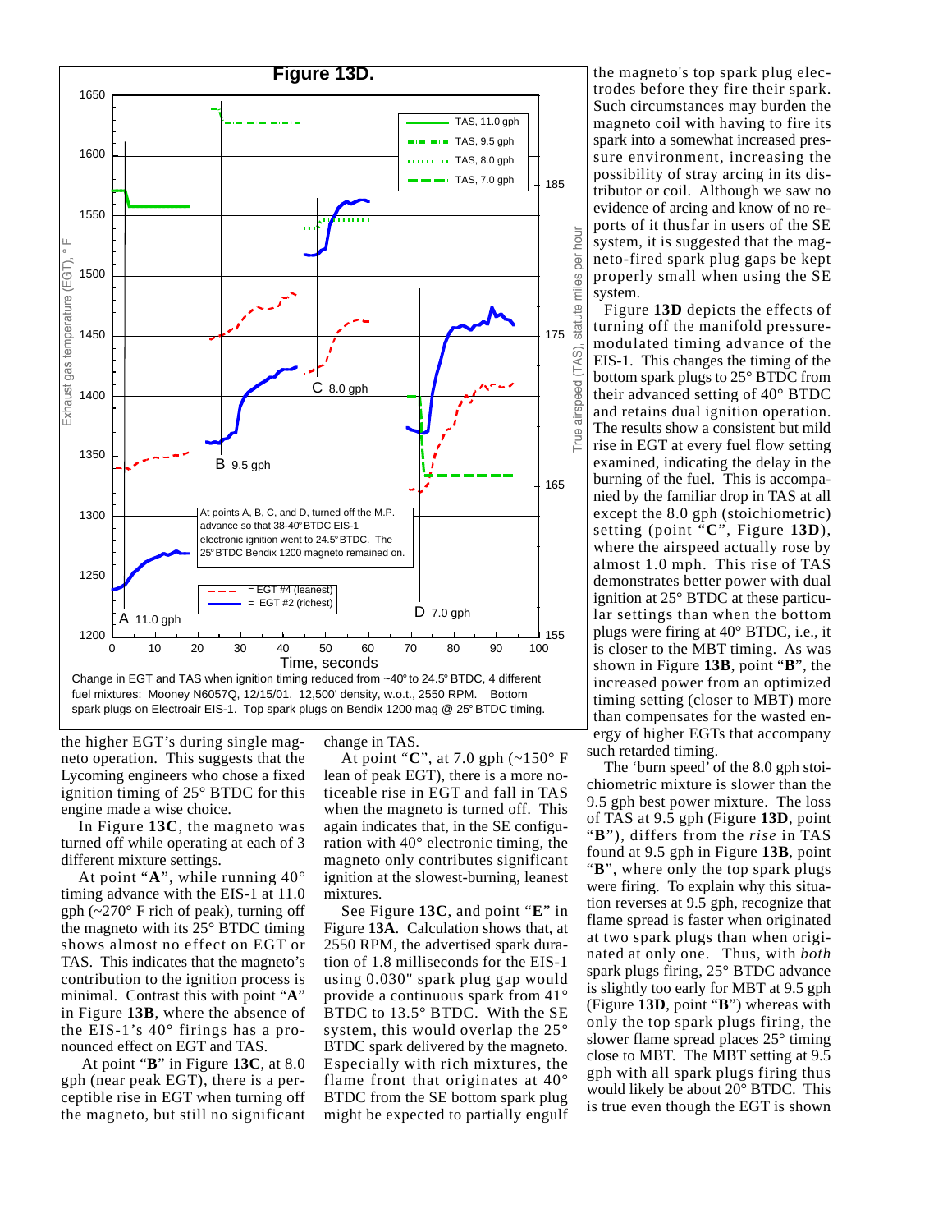**Figure 13D.**

Change in EGT and TAS when ignition timing reduced from ~40° to 24.5° BTDC, 4 different fuel mixtures: Mooney N6057Q, 12/15/01. 12,500' density, w.o.t., 2550 RPM. Bottom spark plugs on Electroair EIS-1. Top spark plugs on Bendix 1200 mag @ 25° BTDC timing.

the higher EGT's during single magneto operation. This suggests that the Lycoming engineers who chose a fixed ignition timing of 25° BTDC for this engine made a wise choice.

In Figure **13C**, the magneto was turned off while operating at each of 3 different mixture settings.

At point "**A**", while running 40° timing advance with the EIS-1 at 11.0 gph (~270° F rich of peak), turning off the magneto with its 25° BTDC timing shows almost no effect on EGT or TAS. This indicates that the magneto's contribution to the ignition process is minimal. Contrast this with point "**A**" in Figure **13B**, where the absence of the EIS-1's 40° firings has a pronounced effect on EGT and TAS.

At point "**B**" in Figure **13C**, at 8.0 gph (near peak EGT), there is a perceptible rise in EGT when turning off the magneto, but still no significant change in TAS.

At point "**C**", at 7.0 gph (~150° F lean of peak EGT), there is a more noticeable rise in EGT and fall in TAS when the magneto is turned off. This again indicates that, in the SE configuration with 40° electronic timing, the magneto only contributes significant ignition at the slowest-burning, leanest mixtures.

See Figure **13C**, and point "**E**" in Figure **13A**. Calculation shows that, at 2550 RPM, the advertised spark duration of 1.8 milliseconds for the EIS-1 using 0.030" spark plug gap would provide a continuous spark from 41° BTDC to 13.5° BTDC. With the SE system, this would overlap the 25° BTDC spark delivered by the magneto. Especially with rich mixtures, the flame front that originates at 40° BTDC from the SE bottom spark plug might be expected to partially engulf the magneto's top spark plug electrodes before they fire their spark. Such circumstances may burden the magneto coil with having to fire its spark into a somewhat increased pressure environment, increasing the possibility of stray arcing in its distributor or coil. Although we saw no evidence of arcing and know of no reports of it thusfar in users of the SE system, it is suggested that the magneto-fired spark plug gaps be kept properly small when using the SE system.

Figure **13D** depicts the effects of turning off the manifold pressure-modulated timing advance of the EIS-1. This changes the timing of the bottom spark plugs to 25° BTDC from their advanced setting of 40° BTDC and retains dual ignition operation. The results show a consistent but mild rise in EGT at every fuel flow setting examined, indicating the delay in the burning of the fuel. This is accompanied by the familiar drop in TAS at all except the 8.0 gph (stoichiometric) setting (point "**C**", Figure **13D**), where the airspeed actually rose by almost 1.0 mph. This rise of TAS demonstrates better power with dual ignition at 25° BTDC at these particular settings than when the bottom plugs were firing at 40° BTDC, i.e., it is closer to the MBT timing. As was shown in Figure **13B**, point "**B**", the increased power from an optimized timing setting (closer to MBT) more than compensates for the wasted energy of higher EGTs that accompany such retarded timing.

The 'burn speed' of the 8.0 gph stoichiometric mixture is slower than the 9.5 gph best power mixture. The loss of TAS at 9.5 gph (Figure **13D**, point "**B**"), differs from the *rise* in TAS found at 9.5 gph in Figure **13B**, point "**B**", where only the top spark plugs were firing. To explain why this situation reverses at 9.5 gph, recognize that flame spread is faster when originated at two spark plugs than when originated at only one. Thus, with *both* spark plugs firing, 25° BTDC advance is slightly too early for MBT at 9.5 gph (Figure **13D**, point "**B**") whereas with only the top spark plugs firing, the slower flame spread places 25° timing close to MBT. The MBT setting at 9.5 gph with all spark plugs firing thus would likely be about 20° BTDC. This is true even though the EGT is shown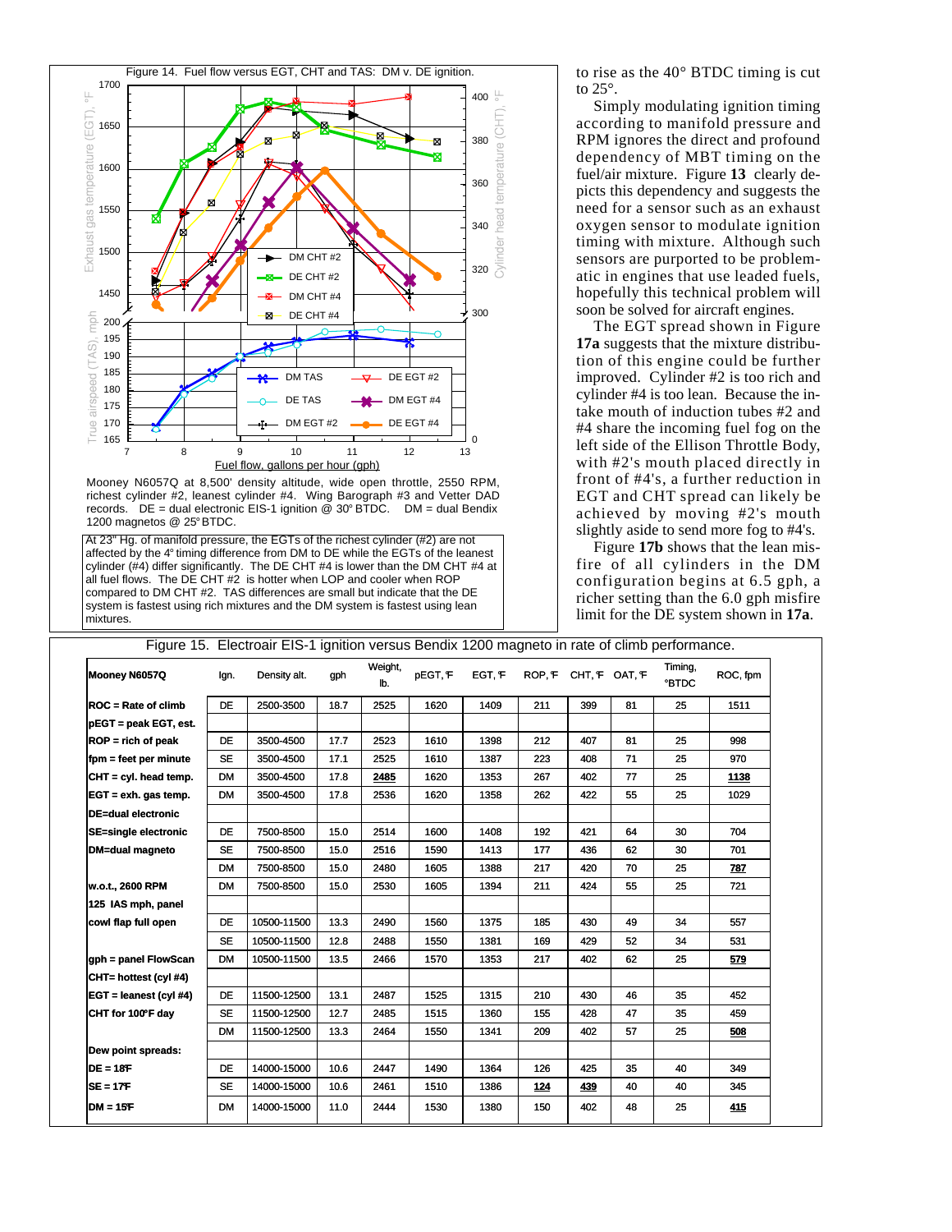Figure 14. Fuel flow versus EGT, CHT and TAS: DM v. DE ignition.

Mooney N6057Q at 8,500' density altitude, wide open throttle, 2550 RPM, richest cylinder #2, leanest cylinder #4. Wing Barograph #3 and Vetter DAD records. DE = dual electronic EIS-1 ignition @ 30° BTDC. DM = dual Bendix 1200 magnetos @ 25° BTDC.

At 23" Hg. of manifold pressure, the EGTs of the richest cylinder (#2) are not affected by the 4° timing difference from DM to DE while the EGTs of the leanest cylinder (#4) differ significantly. The DE CHT #4 is lower than the DM CHT #4 at all fuel flows. The DE CHT #2 is hotter when LOP and cooler when ROP compared to DM CHT #2. TAS differences are small but indicate that the DE system is fastest using rich mixtures and the DM system is fastest using lean mixtures.

to rise as the 40° BTDC timing is cut to 25°.

Simply modulating ignition timing according to manifold pressure and RPM ignores the direct and profound dependency of MBT timing on the fuel/air mixture. Figure **13** clearly depicts this dependency and suggests the need for a sensor such as an exhaust oxygen sensor to modulate ignition timing with mixture. Although such sensors are purported to be problematic in engines that use leaded fuels, hopefully this technical problem will soon be solved for aircraft engines.

The EGT spread shown in Figure **17a** suggests that the mixture distribution of this engine could be further improved. Cylinder #2 is too rich and cylinder #4 is too lean. Because the intake mouth of induction tubes #2 and #4 share the incoming fuel fog on the left side of the Ellison Throttle Body, with #2's mouth placed directly in front of #4's, a further reduction in EGT and CHT spread can likely be achieved by moving #2's mouth slightly aside to send more fog to #4's.

Figure **17b** shows that the lean misfire of all cylinders in the DM configuration begins at 6.5 gph, a richer setting than the 6.0 gph misfire limit for the DE system shown in **17a**.

Figure 15. Electroair EIS-1 ignition versus Bendix 1200 magneto in rate of climb performance.

| Mooney N6057Q | Ign. | Density alt. | gph | Weight, lb. | pEGT, °F | EGT, °F | ROP, °F | CHT, °F | OAT, °F | Timing, °BTDC | ROC, fpm |
|---|---|---|---|---|---|---|---|---|---|---|---|
| ROC = Rate of climb | DE | 2500-3500 | 18.7 | 2525 | 1620 | 1409 | 211 | 399 | 81 | 25 | 1511 |
| pEGT = peak EGT, est. | | | | | | | | | | | |
| ROP = rich of peak | DE | 3500-4500 | 17.7 | 2523 | 1610 | 1398 | 212 | 407 | 81 | 25 | 998 |
| fpm = feet per minute | SE | 3500-4500 | 17.1 | 2525 | 1610 | 1387 | 223 | 408 | 71 | 25 | 970 |
| CHT = cyl. head temp. | DM | 3500-4500 | 17.8 | **2485** | 1620 | 1353 | 267 | 402 | 77 | 25 | **1138** |
| EGT = exh. gas temp. | DM | 3500-4500 | 17.8 | 2536 | 1620 | 1358 | 262 | 422 | 55 | 25 | 1029 |
| DE=dual electronic | | | | | | | | | | | |
| SE=single electronic | DE | 7500-8500 | 15.0 | 2514 | 1600 | 1408 | 192 | 421 | 64 | 30 | 704 |
| DM=dual magneto | SE | 7500-8500 | 15.0 | 2516 | 1590 | 1413 | 177 | 436 | 62 | 30 | 701 |
| | DM | 7500-8500 | 15.0 | 2480 | 1605 | 1388 | 217 | 420 | 70 | 25 | **787** |
| w.o.t., 2600 RPM | DM | 7500-8500 | 15.0 | 2530 | 1605 | 1394 | 211 | 424 | 55 | 25 | 721 |
| 125 IAS mph, panel | | | | | | | | | | | |
| cowl flap full open | DE | 10500-11500 | 13.3 | 2490 | 1560 | 1375 | 185 | 430 | 49 | 34 | 557 |
| | SE | 10500-11500 | 12.8 | 2488 | 1550 | 1381 | 169 | 429 | 52 | 34 | 531 |
| gph = panel FlowScan | DM | 10500-11500 | 13.5 | 2466 | 1570 | 1353 | 217 | 402 | 62 | 25 | **579** |
| CHT= hottest (cyl #4) | | | | | | | | | | | |
| EGT = leanest (cyl #4) | DE | 11500-12500 | 13.1 | 2487 | 1525 | 1315 | 210 | 430 | 46 | 35 | 452 |
| CHT for 100°F day | SE | 11500-12500 | 12.7 | 2485 | 1515 | 1360 | 155 | 428 | 47 | 35 | 459 |
| | DM | 11500-12500 | 13.3 | 2464 | 1550 | 1341 | 209 | 402 | 57 | 25 | **508** |
| Dew point spreads: | | | | | | | | | | | |
| DE = 18°F | DE | 14000-15000 | 10.6 | 2447 | 1490 | 1364 | 126 | 425 | 35 | 40 | 349 |
| SE = 17°F | SE | 14000-15000 | 10.6 | 2461 | 1510 | 1386 | **124** | **439** | 40 | 40 | 345 |
| DM = 15°F | DM | 14000-15000 | 11.0 | 2444 | 1530 | 1380 | 150 | 402 | 48 | 25 | **415** |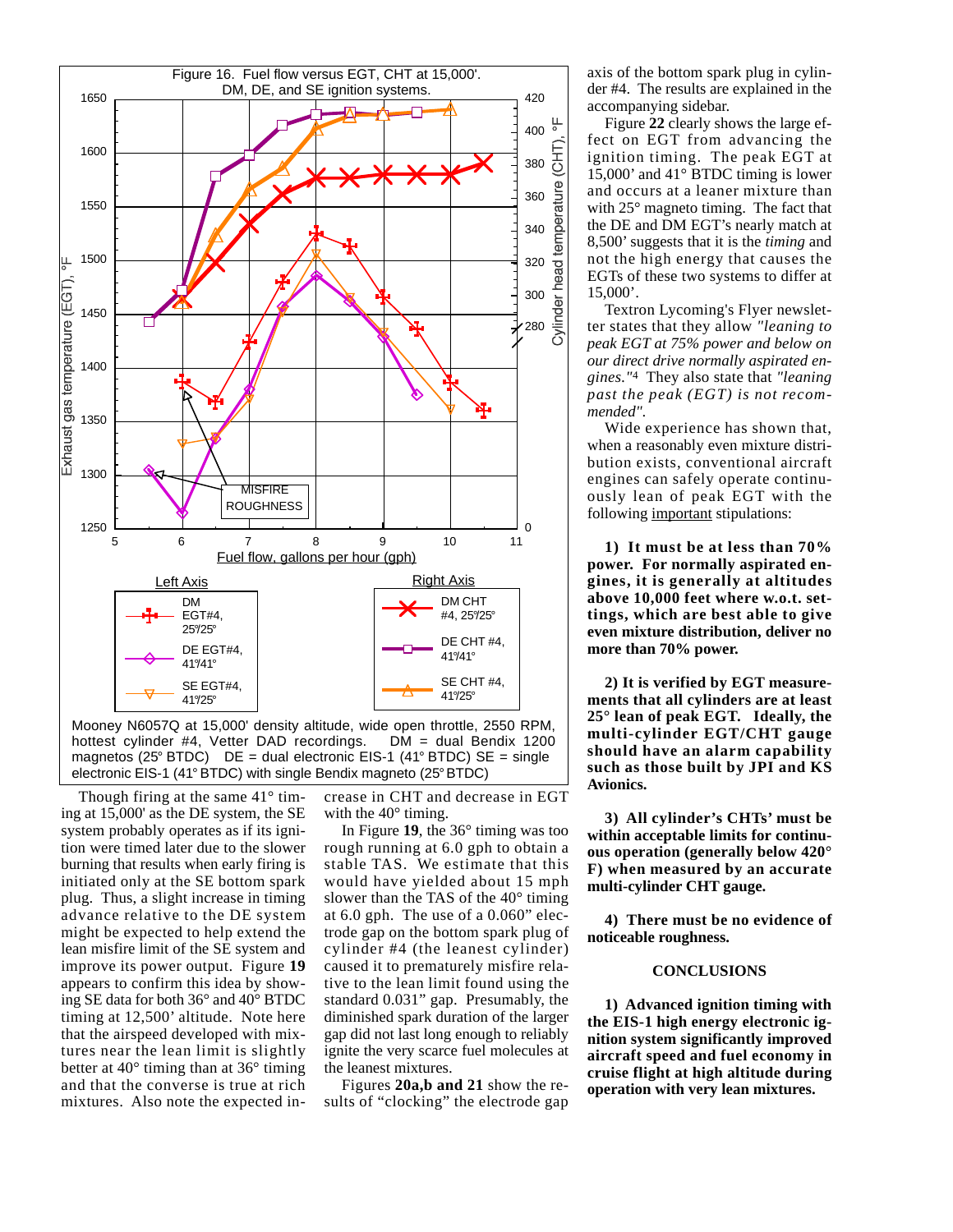Figure 16. Fuel flow versus EGT, CHT at 15,000'. DM, DE, and SE ignition systems.

Mooney N6057Q at 15,000' density altitude, wide open throttle, 2550 RPM, hottest cylinder #4, Vetter DAD recordings. DM = dual Bendix 1200 magnetos (25° BTDC) DE = dual electronic EIS-1 (41° BTDC) SE = single electronic EIS-1 (41° BTDC) with single Bendix magneto (25° BTDC)

Though firing at the same 41° timing at 15,000' as the DE system, the SE system probably operates as if its ignition were timed later due to the slower burning that results when early firing is initiated only at the SE bottom spark plug. Thus, a slight increase in timing advance relative to the DE system might be expected to help extend the lean misfire limit of the SE system and improve its power output. Figure **19** appears to confirm this idea by showing SE data for both 36° and 40° BTDC timing at 12,500' altitude. Note here that the airspeed developed with mixtures near the lean limit is slightly better at 40° timing than at 36° timing and that the converse is true at rich mixtures. Also note the expected increase in CHT and decrease in EGT with the 40° timing.

In Figure **19**, the 36° timing was too rough running at 6.0 gph to obtain a stable TAS. We estimate that this would have yielded about 15 mph slower than the TAS of the 40° timing at 6.0 gph. The use of a 0.060" electrode gap on the bottom spark plug of cylinder #4 (the leanest cylinder) caused it to prematurely misfire relative to the lean limit found using the standard 0.031" gap. Presumably, the diminished spark duration of the larger gap did not last long enough to reliably ignite the very scarce fuel molecules at the leanest mixtures.

Figures **20a,b and 21** show the results of "clocking" the electrode gap axis of the bottom spark plug in cylinder #4. The results are explained in the accompanying sidebar.

Figure **22** clearly shows the large effect on EGT from advancing the ignition timing. The peak EGT at 15,000' and 41° BTDC timing is lower and occurs at a leaner mixture than with 25° magneto timing. The fact that the DE and DM EGT's nearly match at 8,500' suggests that it is the *timing* and not the high energy that causes the EGTs of these two systems to differ at 15,000'.

Textron Lycoming's Flyer newsletter states that they allow *"leaning to peak EGT at 75% power and below on our direct drive normally aspirated engines."*[4] They also state that *"leaning past the peak (EGT) is not recommended".*

Wide experience has shown that, when a reasonably even mixture distribution exists, conventional aircraft engines can safely operate continuously lean of peak EGT with the following important stipulations:

**1) It must be at less than 70% power. For normally aspirated engines, it is generally at altitudes above 10,000 feet where w.o.t. settings, which are best able to give even mixture distribution, deliver no more than 70% power.**

**2) It is verified by EGT measurements that all cylinders are at least 25° lean of peak EGT. Ideally, the multi-cylinder EGT/CHT gauge should have an alarm capability such as those built by JPI and KS Avionics.**

**3) All cylinder's CHTs' must be within acceptable limits for continuous operation (generally below 420° F) when measured by an accurate multi-cylinder CHT gauge.**

**4) There must be no evidence of noticeable roughness.**

## CONCLUSIONS

**1) Advanced ignition timing with the EIS-1 high energy electronic ignition system significantly improved aircraft speed and fuel economy in cruise flight at high altitude during operation with very lean mixtures.**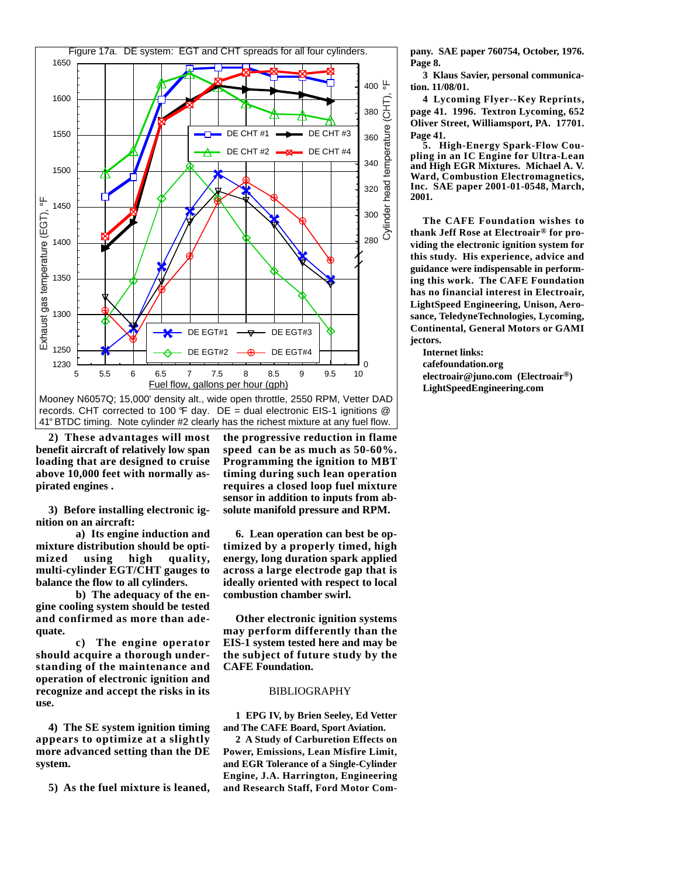Figure 17a. DE system: EGT and CHT spreads for all four cylinders.

Mooney N6057Q; 15,000' density alt., wide open throttle, 2550 RPM, Vetter DAD records. CHT corrected to 100 ℉ day. DE = dual electronic EIS-1 ignitions @ 41° BTDC timing. Note cylinder #2 clearly has the richest mixture at any fuel flow.

**2) These advantages will most benefit aircraft of relatively low span loading that are designed to cruise above 10,000 feet with normally aspirated engines .**

**3) Before installing electronic ignition on an aircraft:**

**a) Its engine induction and mixture distribution should be optimized using high quality, multi-cylinder EGT/CHT gauges to balance the flow to all cylinders.**

**b) The adequacy of the engine cooling system should be tested and confirmed as more than adequate.**

**c) The engine operator should acquire a thorough understanding of the maintenance and operation of electronic ignition and recognize and accept the risks in its use.**

**4) The SE system ignition timing appears to optimize at a slightly more advanced setting than the DE system.**

**5) As the fuel mixture is leaned, the progressive reduction in flame speed can be as much as 50-60%. Programming the ignition to MBT timing during such lean operation requires a closed loop fuel mixture sensor in addition to inputs from absolute manifold pressure and RPM.**

**6. Lean operation can best be optimized by a properly timed, high energy, long duration spark applied across a large electrode gap that is ideally oriented with respect to local combustion chamber swirl.**

**Other electronic ignition systems may perform differently than the EIS-1 system tested here and may be the subject of future study by the CAFE Foundation.**

BIBLIOGRAPHY

**1 EPG IV, by Brien Seeley, Ed Vetter and The CAFE Board, Sport Aviation.**

**2 A Study of Carburetion Effects on Power, Emissions, Lean Misfire Limit, and EGR Tolerance of a Single-Cylinder Engine, J.A. Harrington, Engineering and Research Staff, Ford Motor Company. SAE paper 760754, October, 1976. Page 8.**

**3 Klaus Savier, personal communication. 11/08/01.**

**4 Lycoming Flyer--Key Reprints, page 41. 1996. Textron Lycoming, 652 Oliver Street, Williamsport, PA. 17701. Page 41.**

**5. High-Energy Spark-Flow Coupling in an IC Engine for Ultra-Lean and High EGR Mixtures. Michael A. V. Ward, Combustion Electromagnetics, Inc. SAE paper 2001-01-0548, March, 2001.**

**The CAFE Foundation wishes to thank Jeff Rose at Electroair® for providing the electronic ignition system for this study. His experience, advice and guidance were indispensable in performing this work. The CAFE Foundation has no financial interest in Electroair, LightSpeed Engineering, Unison, Aerosance, TeledyneTechnologies, Lycoming, Continental, General Motors or GAMI jectors.**

**Internet links:**
**cafefoundation.org**
**electroair@juno.com (Electroair®)**
**LightSpeedEngineering.com**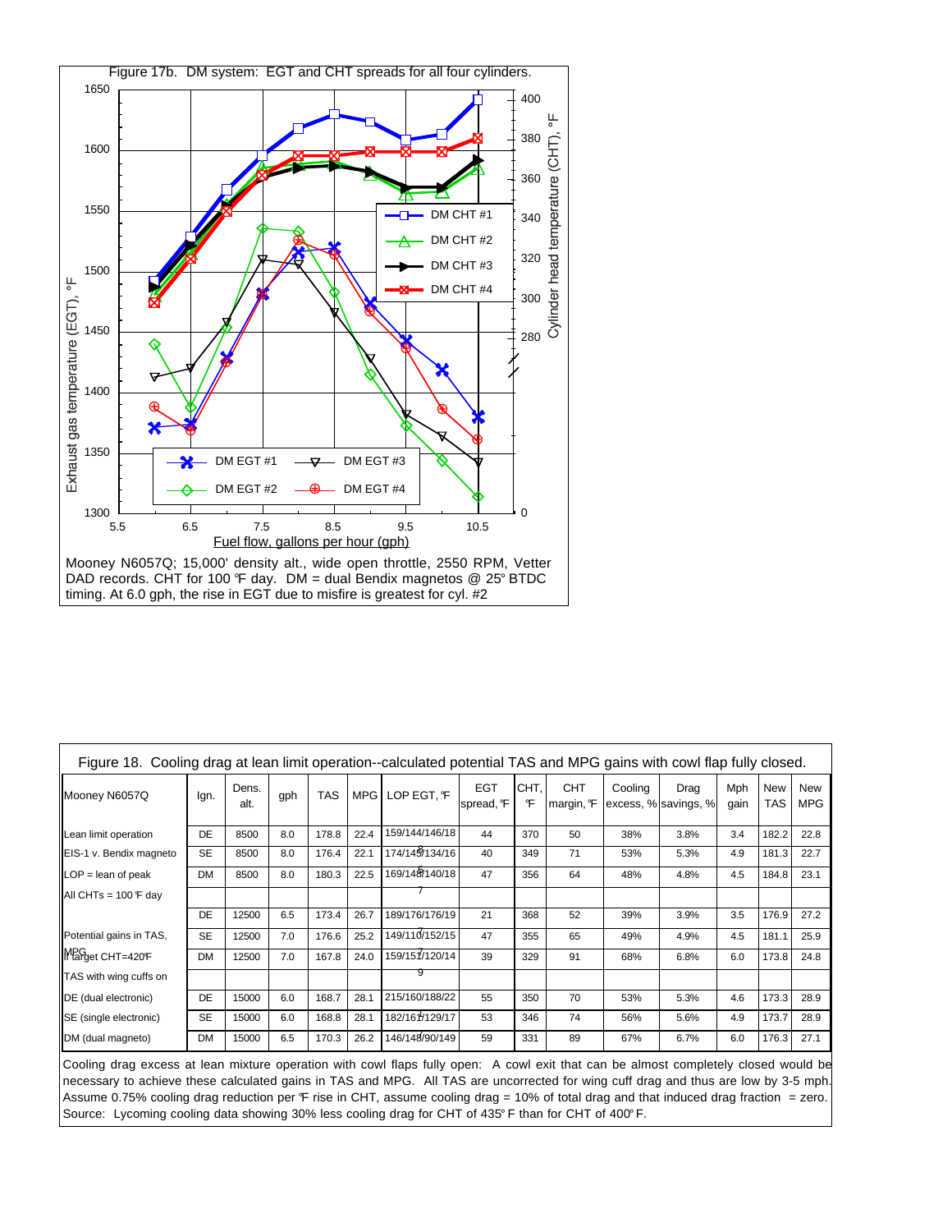Figure 17b. DM system: EGT and CHT spreads for all four cylinders.

Mooney N6057Q; 15,000' density alt., wide open throttle, 2550 RPM, Vetter DAD records. CHT for 100 °F day. DM = dual Bendix magnetos @ 25° BTDC timing. At 6.0 gph, the rise in EGT due to misfire is greatest for cyl. #2

Figure 18. Cooling drag at lean limit operation--calculated potential TAS and MPG gains with cowl flap fully closed.

| Mooney N6057Q | Ign. | Dens. alt. | gph | TAS | MPG | LOP EGT, °F | EGT spread, °F | CHT, °F | CHT margin, °F | Cooling excess, % | Drag savings, % | Mph gain | New TAS | New MPG |
|---|---|---|---|---|---|---|---|---|---|---|---|---|---|---|
| Lean limit operation | DE | 8500 | 8.0 | 178.8 | 22.4 | 159/144/146/18 | 44 | 370 | 50 | 38% | 3.8% | 3.4 | 182.2 | 22.8 |
| EIS-1 v. Bendix magneto | SE | 8500 | 8.0 | 176.4 | 22.1 | 174/145/134/16 8 | 40 | 349 | 71 | 53% | 5.3% | 4.9 | 181.3 | 22.7 |
| LOP = lean of peak | DM | 8500 | 8.0 | 180.3 | 22.5 | 169/148/140/18 5 | 47 | 356 | 64 | 48% | 4.8% | 4.5 | 184.8 | 23.1 |
| All CHTs = 100 °F day | | | | | | 7 | | | | | | | | |
| | DE | 12500 | 6.5 | 173.4 | 26.7 | 189/176/176/19 | 21 | 368 | 52 | 39% | 3.9% | 3.5 | 176.9 | 27.2 |
| Potential gains in TAS, | SE | 12500 | 7.0 | 176.6 | 25.2 | 149/110/152/15 7 | 47 | 355 | 65 | 49% | 4.9% | 4.5 | 181.1 | 25.9 |
| MPG if target CHT=420°F | DM | 12500 | 7.0 | 167.8 | 24.0 | 159/151/120/14 7 | 39 | 329 | 91 | 68% | 6.8% | 6.0 | 173.8 | 24.8 |
| TAS with wing cuffs on | | | | | | 9 | | | | | | | | |
| DE (dual electronic) | DE | 15000 | 6.0 | 168.7 | 28.1 | 215/160/188/22 | 55 | 350 | 70 | 53% | 5.3% | 4.6 | 173.3 | 28.9 |
| SE (single electronic) | SE | 15000 | 6.0 | 168.8 | 28.1 | 182/161/129/17 1 | 53 | 346 | 74 | 56% | 5.6% | 4.9 | 173.7 | 28.9 |
| DM (dual magneto) | DM | 15000 | 6.5 | 170.3 | 26.2 | 146/148/90/149 | 59 | 331 | 89 | 67% | 6.7% | 6.0 | 176.3 | 27.1 |

Cooling drag excess at lean mixture operation with cowl flaps fully open: A cowl exit that can be almost completely closed would be necessary to achieve these calculated gains in TAS and MPG. All TAS are uncorrected for wing cuff drag and thus are low by 3-5 mph. Assume 0.75% cooling drag reduction per °F rise in CHT, assume cooling drag = 10% of total drag and that induced drag fraction = zero. Source: Lycoming cooling data showing 30% less cooling drag for CHT of 435° F than for CHT of 400° F.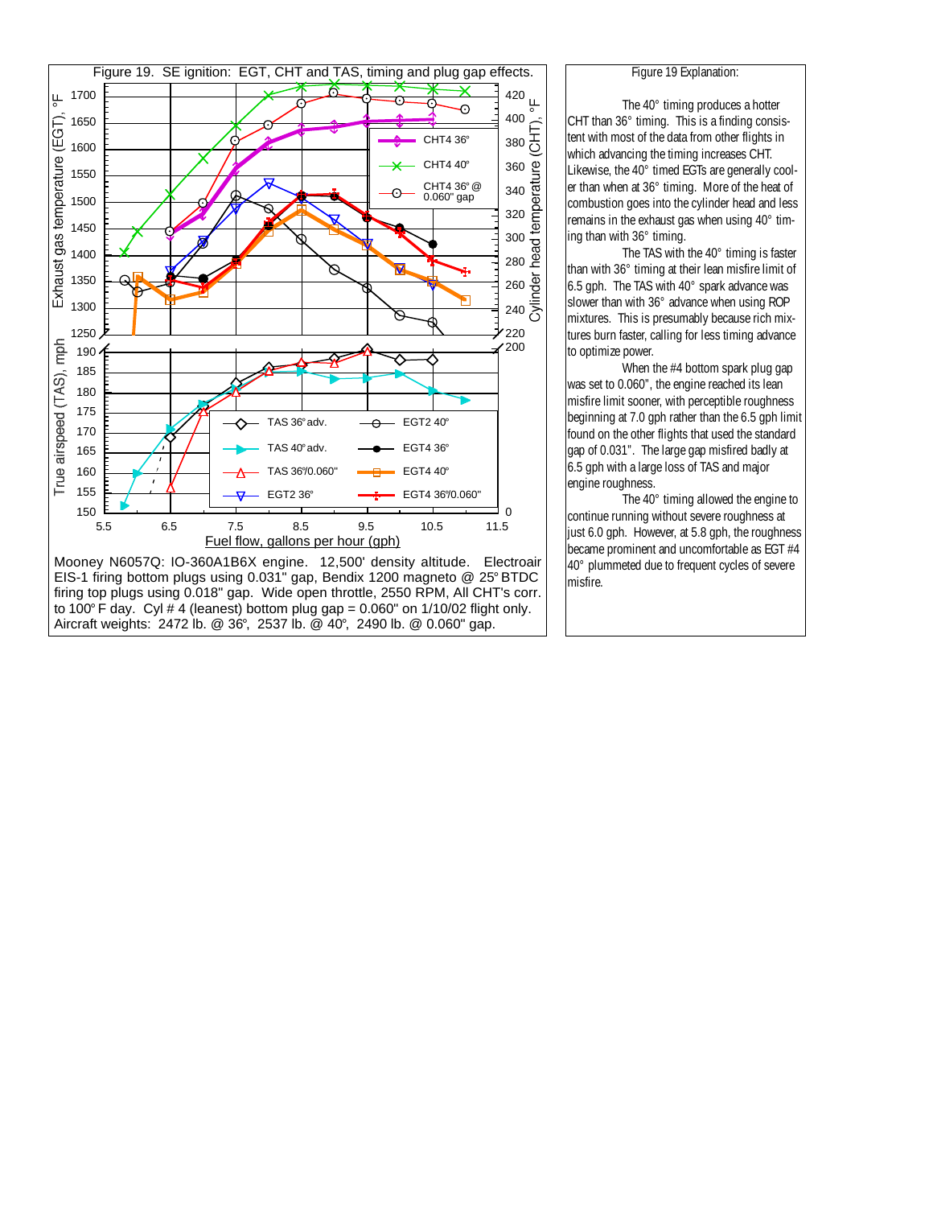Figure 19. SE ignition: EGT, CHT and TAS, timing and plug gap effects.

Mooney N6057Q: IO-360A1B6X engine. 12,500' density altitude. Electroair EIS-1 firing bottom plugs using 0.031" gap, Bendix 1200 magneto @ 25° BTDC firing top plugs using 0.018" gap. Wide open throttle, 2550 RPM, All CHT's corr. to 100° F day. Cyl # 4 (leanest) bottom plug gap = 0.060" on 1/10/02 flight only. Aircraft weights: 2472 lb. @ 36°, 2537 lb. @ 40°, 2490 lb. @ 0.060" gap.

Figure 19 Explanation:

The 40° timing produces a hotter CHT than 36° timing. This is a finding consistent with most of the data from other flights in which advancing the timing increases CHT. Likewise, the 40° timed EGTs are generally cooler than when at 36° timing. More of the heat of combustion goes into the cylinder head and less remains in the exhaust gas when using 40° timing than with 36° timing.

The TAS with the 40° timing is faster than with 36° timing at their lean misfire limit of 6.5 gph. The TAS with 40° spark advance was slower than with 36° advance when using ROP mixtures. This is presumably because rich mixtures burn faster, calling for less timing advance to optimize power.

When the #4 bottom spark plug gap was set to 0.060", the engine reached its lean misfire limit sooner, with perceptible roughness beginning at 7.0 gph rather than the 6.5 gph limit found on the other flights that used the standard gap of 0.031". The large gap misfired badly at 6.5 gph with a large loss of TAS and major engine roughness.

The 40° timing allowed the engine to continue running without severe roughness at just 6.0 gph. However, at 5.8 gph, the roughness became prominent and uncomfortable as EGT #4 40° plummeted due to frequent cycles of severe misfire.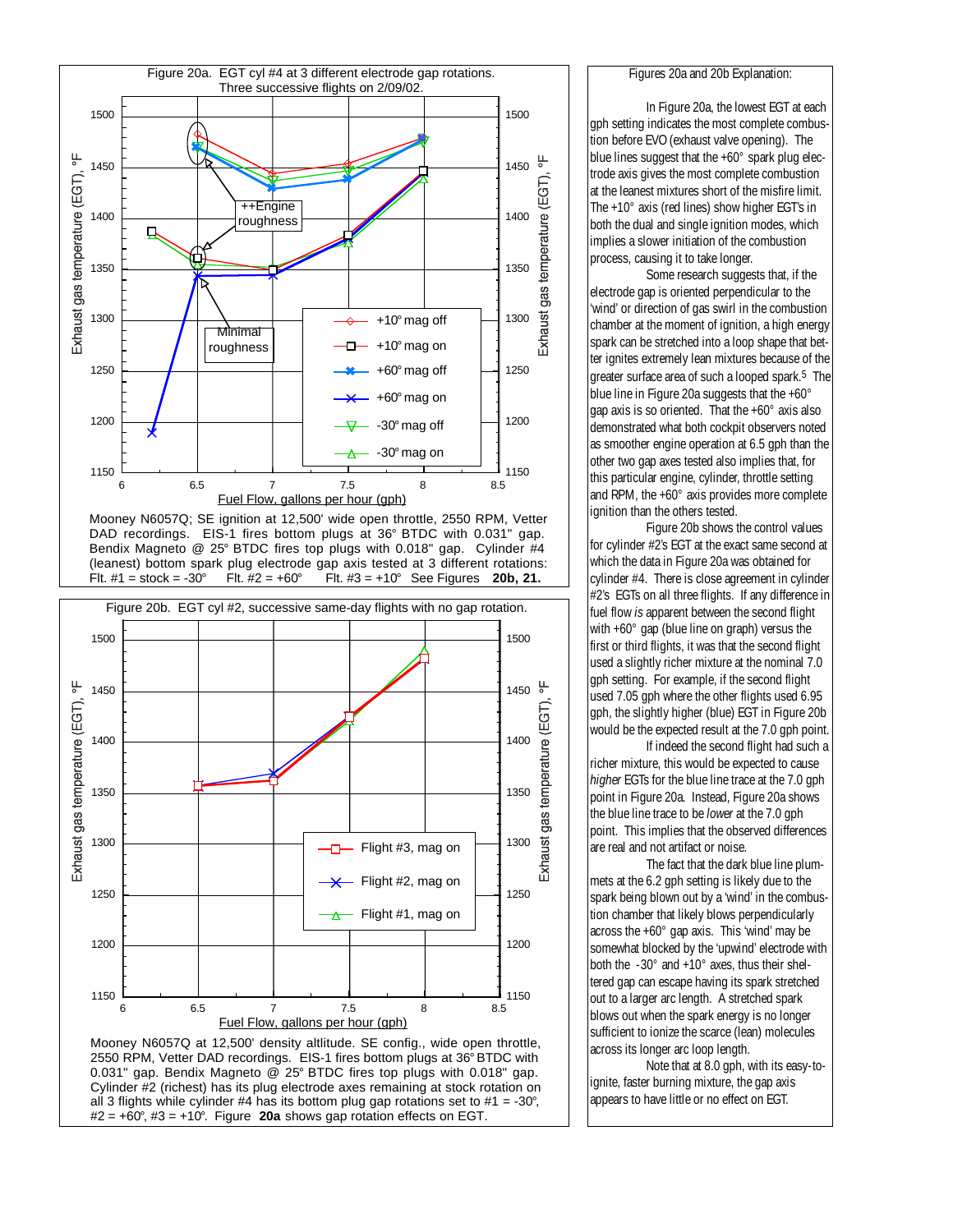Figure 20a. EGT cyl #4 at 3 different electrode gap rotations. Three successive flights on 2/09/02.

Mooney N6057Q; SE ignition at 12,500' wide open throttle, 2550 RPM, Vetter DAD recordings. EIS-1 fires bottom plugs at 36° BTDC with 0.031" gap. Bendix Magneto @ 25° BTDC fires top plugs with 0.018" gap. Cylinder #4 (leanest) bottom spark plug electrode gap axis tested at 3 different rotations: Flt. #1 = stock = -30° Flt. #2 = +60° Flt. #3 = +10° See Figures **20b, 21.**

Figure 20b. EGT cyl #2, successive same-day flights with no gap rotation.

Mooney N6057Q at 12,500' density altitude. SE config., wide open throttle, 2550 RPM, Vetter DAD recordings. EIS-1 fires bottom plugs at 36° BTDC with 0.031" gap. Bendix Magneto @ 25° BTDC fires top plugs with 0.018" gap. Cylinder #2 (richest) has its plug electrode axes remaining at stock rotation on all 3 flights while cylinder #4 has its bottom plug gap rotations set to #1 = -30°, #2 = +60°, #3 = +10°. Figure **20a** shows gap rotation effects on EGT.

Figures 20a and 20b Explanation:

In Figure 20a, the lowest EGT at each gph setting indicates the most complete combustion before EVO (exhaust valve opening). The blue lines suggest that the +60° spark plug electrode axis gives the most complete combustion at the leanest mixtures short of the misfire limit. The +10° axis (red lines) show higher EGT's in both the dual and single ignition modes, which implies a slower initiation of the combustion process, causing it to take longer.

Some research suggests that, if the electrode gap is oriented perpendicular to the 'wind' or direction of gas swirl in the combustion chamber at the moment of ignition, a high energy spark can be stretched into a loop shape that better ignites extremely lean mixtures because of the greater surface area of such a looped spark.[5] The blue line in Figure 20a suggests that the +60° gap axis is so oriented. That the +60° axis also demonstrated what both cockpit observers noted as smoother engine operation at 6.5 gph than the other two gap axes tested also implies that, for this particular engine, cylinder, throttle setting and RPM, the +60° axis provides more complete ignition than the others tested.

Figure 20b shows the control values for cylinder #2's EGT at the exact same second at which the data in Figure 20a was obtained for cylinder #4. There is close agreement in cylinder #2's EGTs on all three flights. If any difference in fuel flow *is* apparent between the second flight with +60° gap (blue line on graph) versus the first or third flights, it was that the second flight used a slightly richer mixture at the nominal 7.0 gph setting. For example, if the second flight used 7.05 gph where the other flights used 6.95 gph, the slightly higher (blue) EGT in Figure 20b would be the expected result at the 7.0 gph point.

If indeed the second flight had such a richer mixture, this would be expected to cause *higher* EGTs for the blue line trace at the 7.0 gph point in Figure 20a. Instead, Figure 20a shows the blue line trace to be *lower* at the 7.0 gph point. This implies that the observed differences are real and not artifact or noise.

The fact that the dark blue line plummets at the 6.2 gph setting is likely due to the spark being blown out by a 'wind' in the combustion chamber that likely blows perpendicularly across the +60° gap axis. This 'wind' may be somewhat blocked by the 'upwind' electrode with both the -30° and +10° axes, thus their sheltered gap can escape having its spark stretched out to a larger arc length. A stretched spark blows out when the spark energy is no longer sufficient to ionize the scarce (lean) molecules across its longer arc loop length.

Note that at 8.0 gph, with its easy-to-ignite, faster burning mixture, the gap axis appears to have little or no effect on EGT.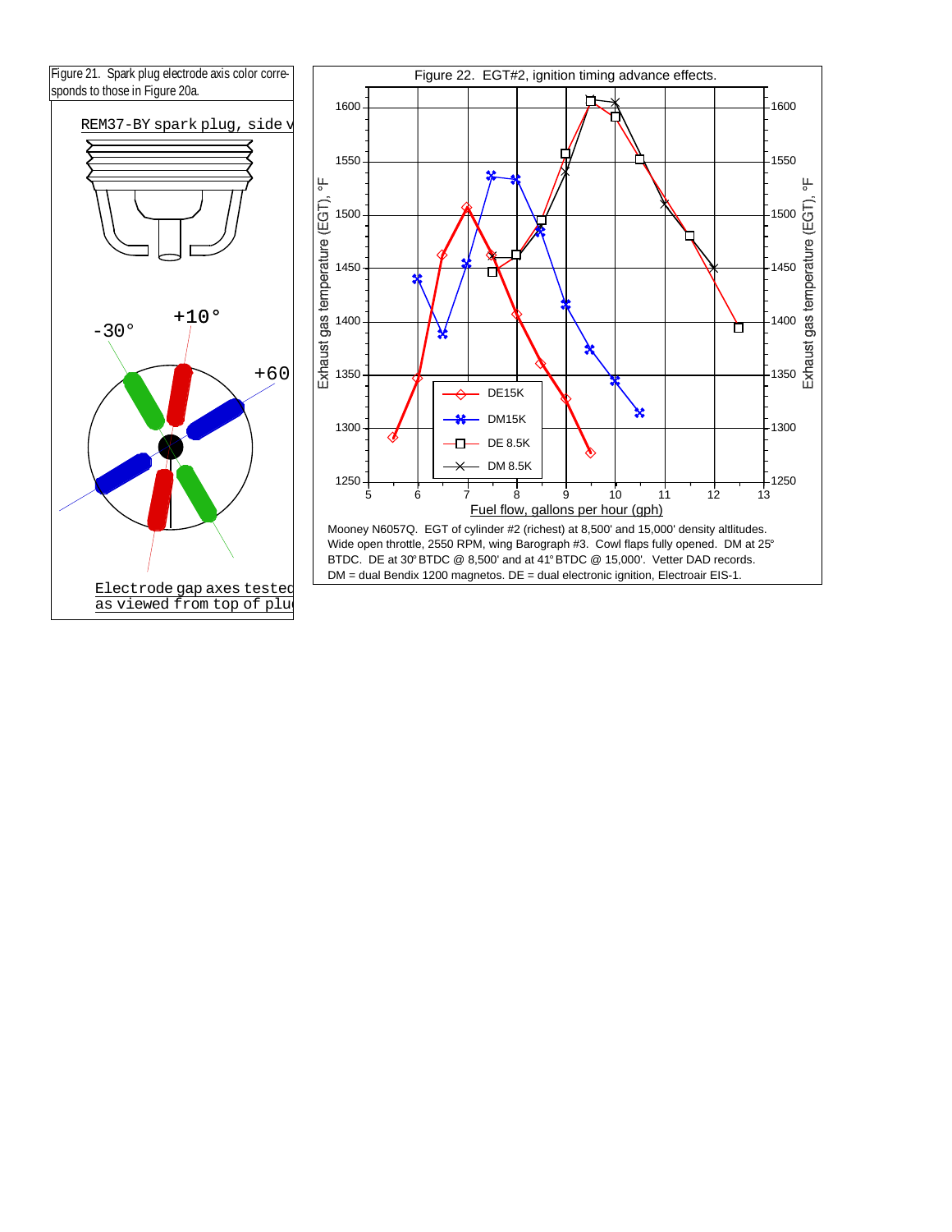Figure 21. Spark plug electrode axis color corresponds to those in Figure 20a.

REM37-BY spark plug, side v

-30°

+10°

+60

Electrode gap axes tested
as viewed from top of plu

Figure 22. EGT#2, ignition timing advance effects.

Exhaust gas temperature (EGT), °F

1250
1300
1350
1400
1450
1500
1550
1600

5
6
7
8
9
10
11
12
13

Fuel flow, gallons per hour (gph)

DE15K
DM15K
DE 8.5K
DM 8.5K

Mooney N6057Q. EGT of cylinder #2 (richest) at 8,500' and 15,000' density altlitudes. Wide open throttle, 2550 RPM, wing Barograph #3. Cowl flaps fully opened. DM at 25° BTDC. DE at 30° BTDC @ 8,500' and at 41° BTDC @ 15,000'. Vetter DAD records. DM = dual Bendix 1200 magnetos. DE = dual electronic ignition, Electroair EIS-1.